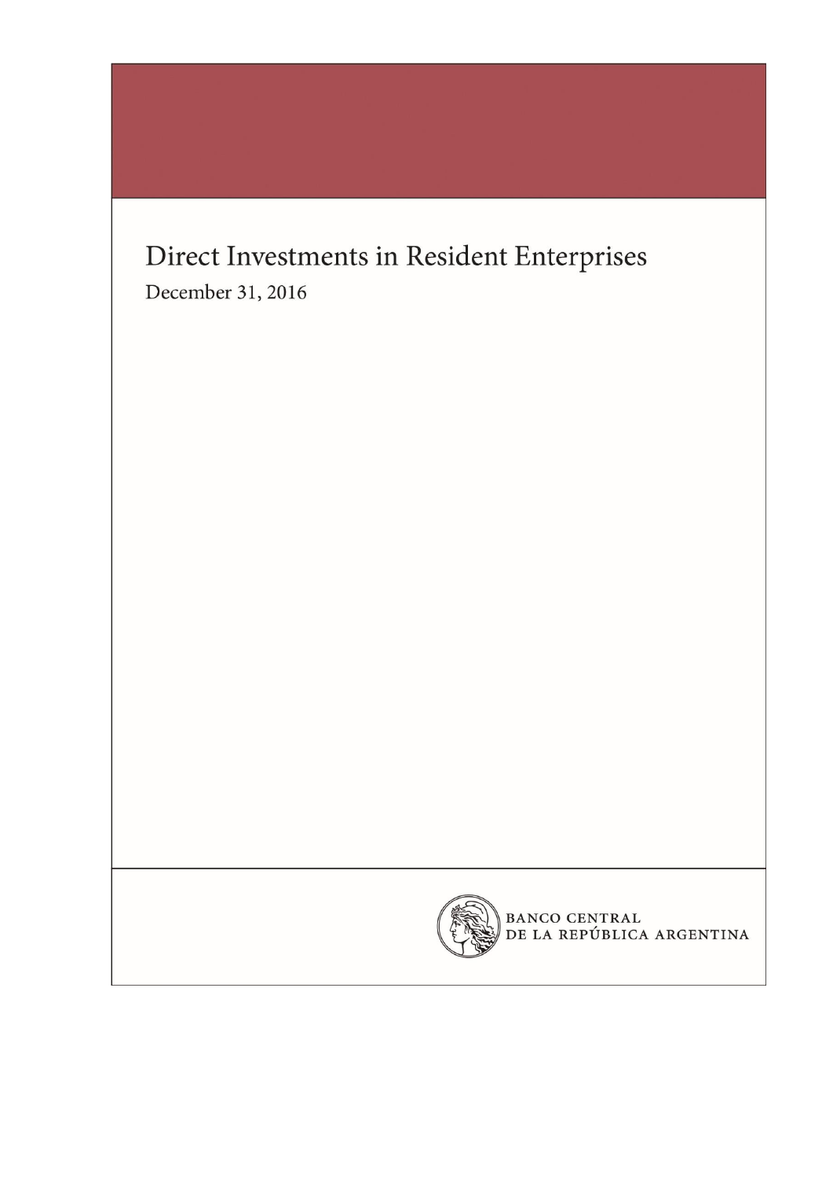# Direct Investments in Resident Enterprises

December 31, 2016

BANCO CENTRAL
DE LA REPÚBLICA ARGENTINA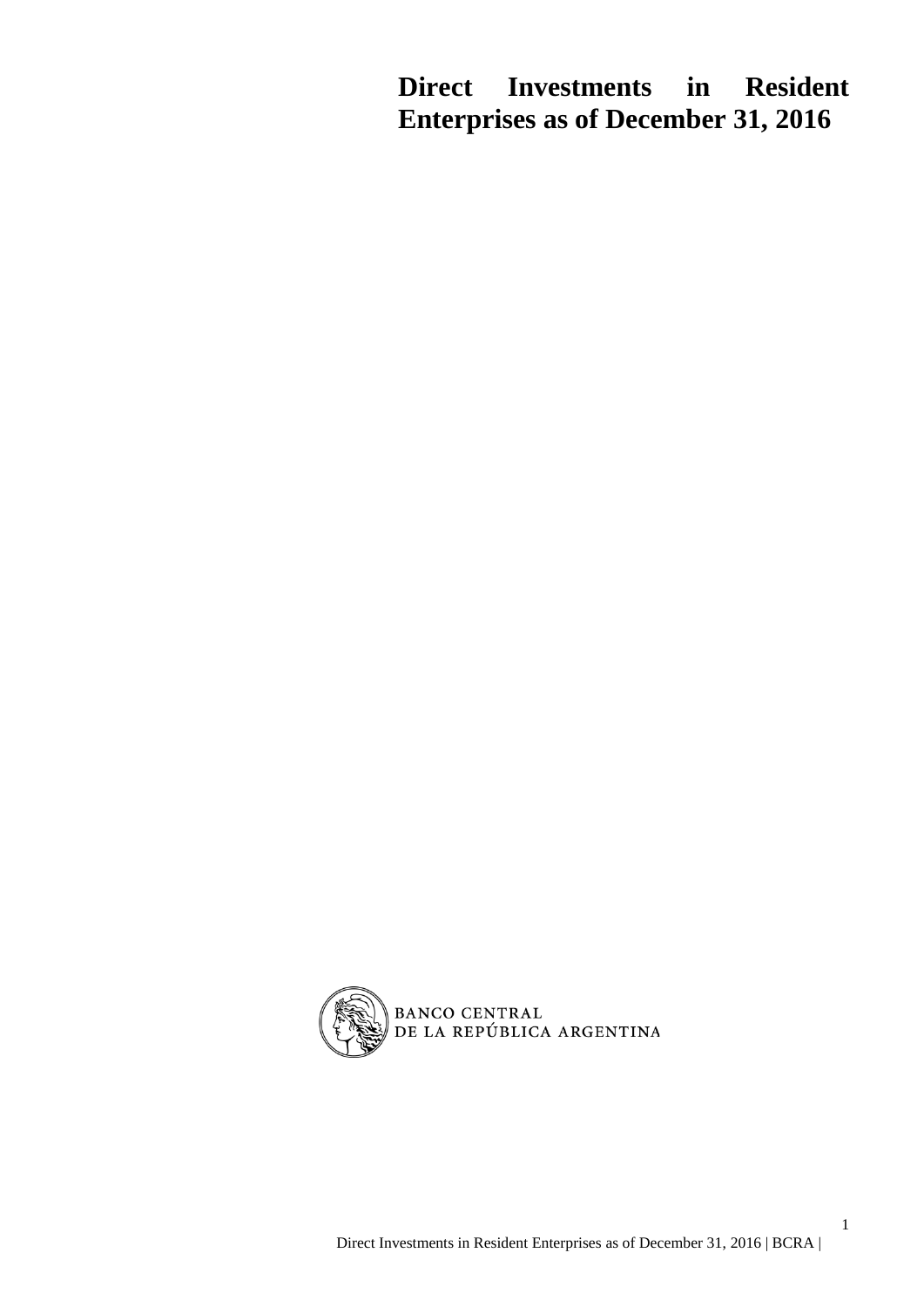# Direct Investments in Resident Enterprises as of December 31, 2016

BANCO CENTRAL
DE LA REPÚBLICA ARGENTINA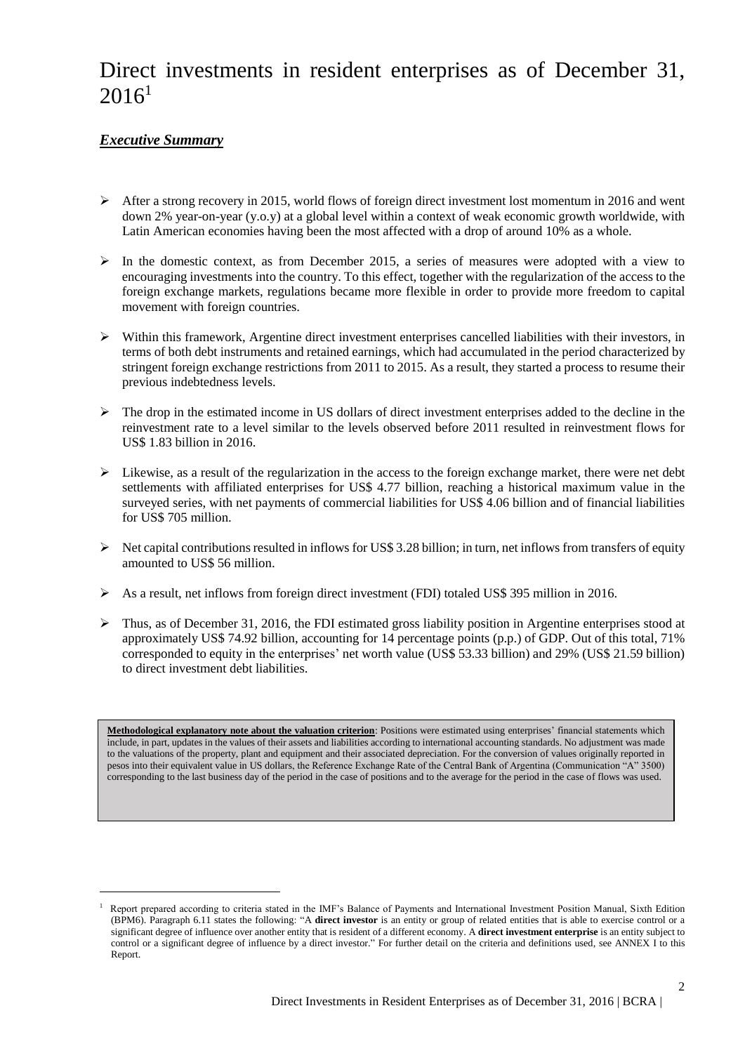# Direct investments in resident enterprises as of December 31, 2016[1]

## *Executive Summary*

- After a strong recovery in 2015, world flows of foreign direct investment lost momentum in 2016 and went down 2% year-on-year (y.o.y) at a global level within a context of weak economic growth worldwide, with Latin American economies having been the most affected with a drop of around 10% as a whole.
- In the domestic context, as from December 2015, a series of measures were adopted with a view to encouraging investments into the country. To this effect, together with the regularization of the access to the foreign exchange markets, regulations became more flexible in order to provide more freedom to capital movement with foreign countries.
- Within this framework, Argentine direct investment enterprises cancelled liabilities with their investors, in terms of both debt instruments and retained earnings, which had accumulated in the period characterized by stringent foreign exchange restrictions from 2011 to 2015. As a result, they started a process to resume their previous indebtedness levels.
- The drop in the estimated income in US dollars of direct investment enterprises added to the decline in the reinvestment rate to a level similar to the levels observed before 2011 resulted in reinvestment flows for US$ 1.83 billion in 2016.
- Likewise, as a result of the regularization in the access to the foreign exchange market, there were net debt settlements with affiliated enterprises for US$ 4.77 billion, reaching a historical maximum value in the surveyed series, with net payments of commercial liabilities for US$ 4.06 billion and of financial liabilities for US$ 705 million.
- Net capital contributions resulted in inflows for US$ 3.28 billion; in turn, net inflows from transfers of equity amounted to US$ 56 million.
- As a result, net inflows from foreign direct investment (FDI) totaled US$ 395 million in 2016.
- Thus, as of December 31, 2016, the FDI estimated gross liability position in Argentine enterprises stood at approximately US$ 74.92 billion, accounting for 14 percentage points (p.p.) of GDP. Out of this total, 71% corresponded to equity in the enterprises' net worth value (US$ 53.33 billion) and 29% (US$ 21.59 billion) to direct investment debt liabilities.

**Methodological explanatory note about the valuation criterion**: Positions were estimated using enterprises' financial statements which include, in part, updates in the values of their assets and liabilities according to international accounting standards. No adjustment was made to the valuations of the property, plant and equipment and their associated depreciation. For the conversion of values originally reported in pesos into their equivalent value in US dollars, the Reference Exchange Rate of the Central Bank of Argentina (Communication "A" 3500) corresponding to the last business day of the period in the case of positions and to the average for the period in the case of flows was used.

---

[1] Report prepared according to criteria stated in the IMF's Balance of Payments and International Investment Position Manual, Sixth Edition (BPM6). Paragraph 6.11 states the following: "A **direct investor** is an entity or group of related entities that is able to exercise control or a significant degree of influence over another entity that is resident of a different economy. A **direct investment enterprise** is an entity subject to control or a significant degree of influence by a direct investor." For further detail on the criteria and definitions used, see ANNEX I to this Report.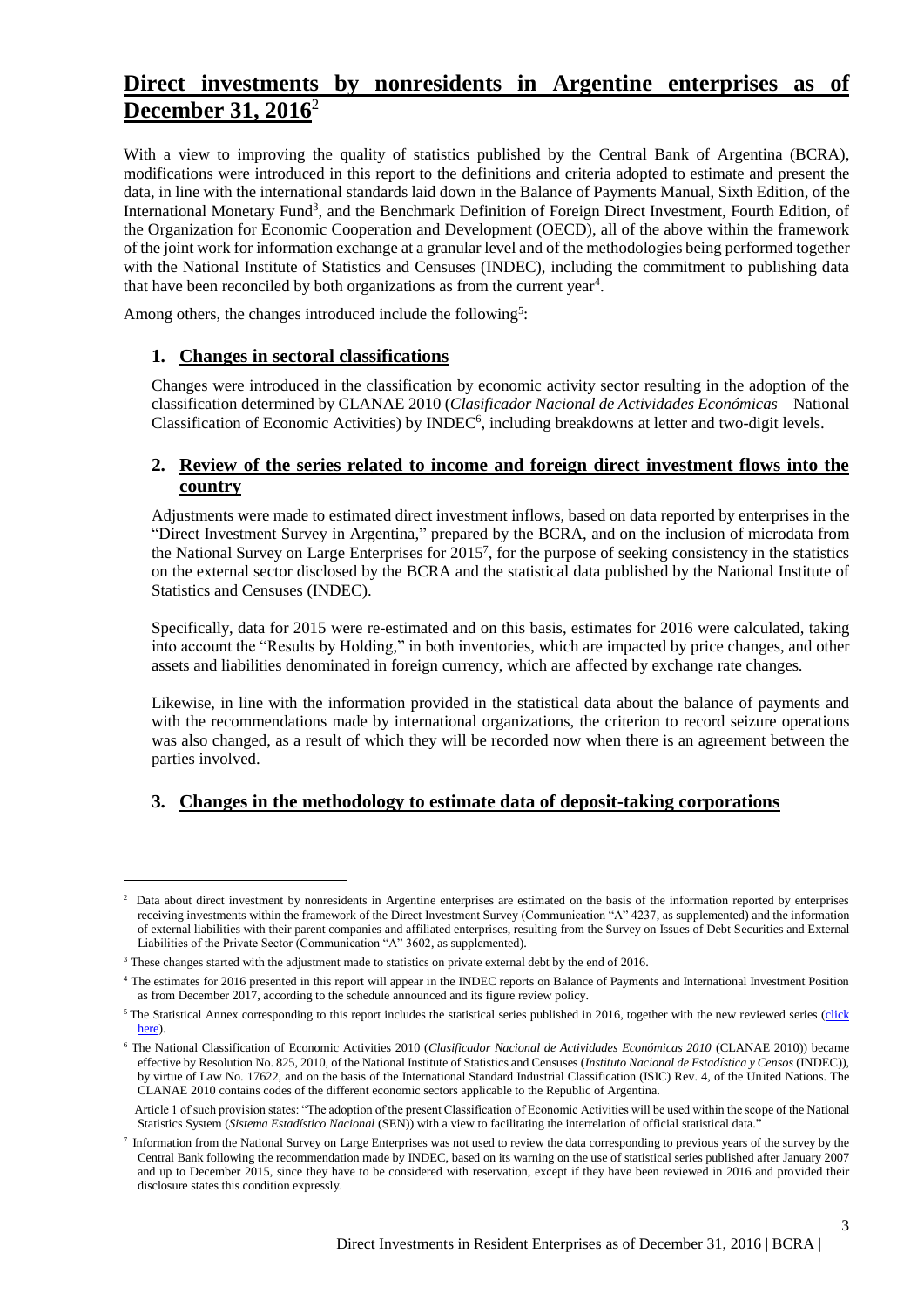# Direct investments by nonresidents in Argentine enterprises as of December 31, 2016[2]

With a view to improving the quality of statistics published by the Central Bank of Argentina (BCRA), modifications were introduced in this report to the definitions and criteria adopted to estimate and present the data, in line with the international standards laid down in the Balance of Payments Manual, Sixth Edition, of the International Monetary Fund[3], and the Benchmark Definition of Foreign Direct Investment, Fourth Edition, of the Organization for Economic Cooperation and Development (OECD), all of the above within the framework of the joint work for information exchange at a granular level and of the methodologies being performed together with the National Institute of Statistics and Censuses (INDEC), including the commitment to publishing data that have been reconciled by both organizations as from the current year[4].

Among others, the changes introduced include the following[5]:

## 1. Changes in sectoral classifications

Changes were introduced in the classification by economic activity sector resulting in the adoption of the classification determined by CLANAE 2010 (*Clasificador Nacional de Actividades Económicas* – National Classification of Economic Activities) by INDEC[6], including breakdowns at letter and two-digit levels.

## 2. Review of the series related to income and foreign direct investment flows into the country

Adjustments were made to estimated direct investment inflows, based on data reported by enterprises in the "Direct Investment Survey in Argentina," prepared by the BCRA, and on the inclusion of microdata from the National Survey on Large Enterprises for 2015[7], for the purpose of seeking consistency in the statistics on the external sector disclosed by the BCRA and the statistical data published by the National Institute of Statistics and Censuses (INDEC).

Specifically, data for 2015 were re-estimated and on this basis, estimates for 2016 were calculated, taking into account the "Results by Holding," in both inventories, which are impacted by price changes, and other assets and liabilities denominated in foreign currency, which are affected by exchange rate changes.

Likewise, in line with the information provided in the statistical data about the balance of payments and with the recommendations made by international organizations, the criterion to record seizure operations was also changed, as a result of which they will be recorded now when there is an agreement between the parties involved.

## 3. Changes in the methodology to estimate data of deposit-taking corporations

---

[2] Data about direct investment by nonresidents in Argentine enterprises are estimated on the basis of the information reported by enterprises receiving investments within the framework of the Direct Investment Survey (Communication "A" 4237, as supplemented) and the information of external liabilities with their parent companies and affiliated enterprises, resulting from the Survey on Issues of Debt Securities and External Liabilities of the Private Sector (Communication "A" 3602, as supplemented).

[3] These changes started with the adjustment made to statistics on private external debt by the end of 2016.

[4] The estimates for 2016 presented in this report will appear in the INDEC reports on Balance of Payments and International Investment Position as from December 2017, according to the schedule announced and its figure review policy.

[5] The Statistical Annex corresponding to this report includes the statistical series published in 2016, together with the new reviewed series (click here).

[6] The National Classification of Economic Activities 2010 (*Clasificador Nacional de Actividades Económicas 2010* (CLANAE 2010)) became effective by Resolution No. 825, 2010, of the National Institute of Statistics and Censuses (*Instituto Nacional de Estadística y Censos* (INDEC)), by virtue of Law No. 17622, and on the basis of the International Standard Industrial Classification (ISIC) Rev. 4, of the United Nations. The CLANAE 2010 contains codes of the different economic sectors applicable to the Republic of Argentina.

Article 1 of such provision states: "The adoption of the present Classification of Economic Activities will be used within the scope of the National Statistics System (*Sistema Estadístico Nacional* (SEN)) with a view to facilitating the interrelation of official statistical data."

[7] Information from the National Survey on Large Enterprises was not used to review the data corresponding to previous years of the survey by the Central Bank following the recommendation made by INDEC, based on its warning on the use of statistical series published after January 2007 and up to December 2015, since they have to be considered with reservation, except if they have been reviewed in 2016 and provided their disclosure states this condition expressly.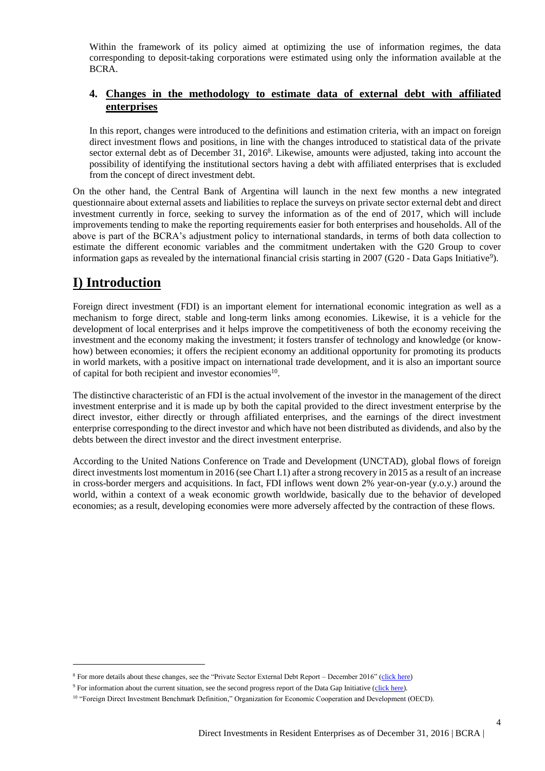Within the framework of its policy aimed at optimizing the use of information regimes, the data corresponding to deposit-taking corporations were estimated using only the information available at the BCRA.

### 4. Changes in the methodology to estimate data of external debt with affiliated enterprises

In this report, changes were introduced to the definitions and estimation criteria, with an impact on foreign direct investment flows and positions, in line with the changes introduced to statistical data of the private sector external debt as of December 31, 2016[8]. Likewise, amounts were adjusted, taking into account the possibility of identifying the institutional sectors having a debt with affiliated enterprises that is excluded from the concept of direct investment debt.

On the other hand, the Central Bank of Argentina will launch in the next few months a new integrated questionnaire about external assets and liabilities to replace the surveys on private sector external debt and direct investment currently in force, seeking to survey the information as of the end of 2017, which will include improvements tending to make the reporting requirements easier for both enterprises and households. All of the above is part of the BCRA's adjustment policy to international standards, in terms of both data collection to estimate the different economic variables and the commitment undertaken with the G20 Group to cover information gaps as revealed by the international financial crisis starting in 2007 (G20 - Data Gaps Initiative[9]).

# I) Introduction

Foreign direct investment (FDI) is an important element for international economic integration as well as a mechanism to forge direct, stable and long-term links among economies. Likewise, it is a vehicle for the development of local enterprises and it helps improve the competitiveness of both the economy receiving the investment and the economy making the investment; it fosters transfer of technology and knowledge (or know-how) between economies; it offers the recipient economy an additional opportunity for promoting its products in world markets, with a positive impact on international trade development, and it is also an important source of capital for both recipient and investor economies[10].

The distinctive characteristic of an FDI is the actual involvement of the investor in the management of the direct investment enterprise and it is made up by both the capital provided to the direct investment enterprise by the direct investor, either directly or through affiliated enterprises, and the earnings of the direct investment enterprise corresponding to the direct investor and which have not been distributed as dividends, and also by the debts between the direct investor and the direct investment enterprise.

According to the United Nations Conference on Trade and Development (UNCTAD), global flows of foreign direct investments lost momentum in 2016 (see Chart I.1) after a strong recovery in 2015 as a result of an increase in cross-border mergers and acquisitions. In fact, FDI inflows went down 2% year-on-year (y.o.y.) around the world, within a context of a weak economic growth worldwide, basically due to the behavior of developed economies; as a result, developing economies were more adversely affected by the contraction of these flows.

---

[8] For more details about these changes, see the "Private Sector External Debt Report – December 2016" (click here)

[9] For information about the current situation, see the second progress report of the Data Gap Initiative (click here).

[10] "Foreign Direct Investment Benchmark Definition," Organization for Economic Cooperation and Development (OECD).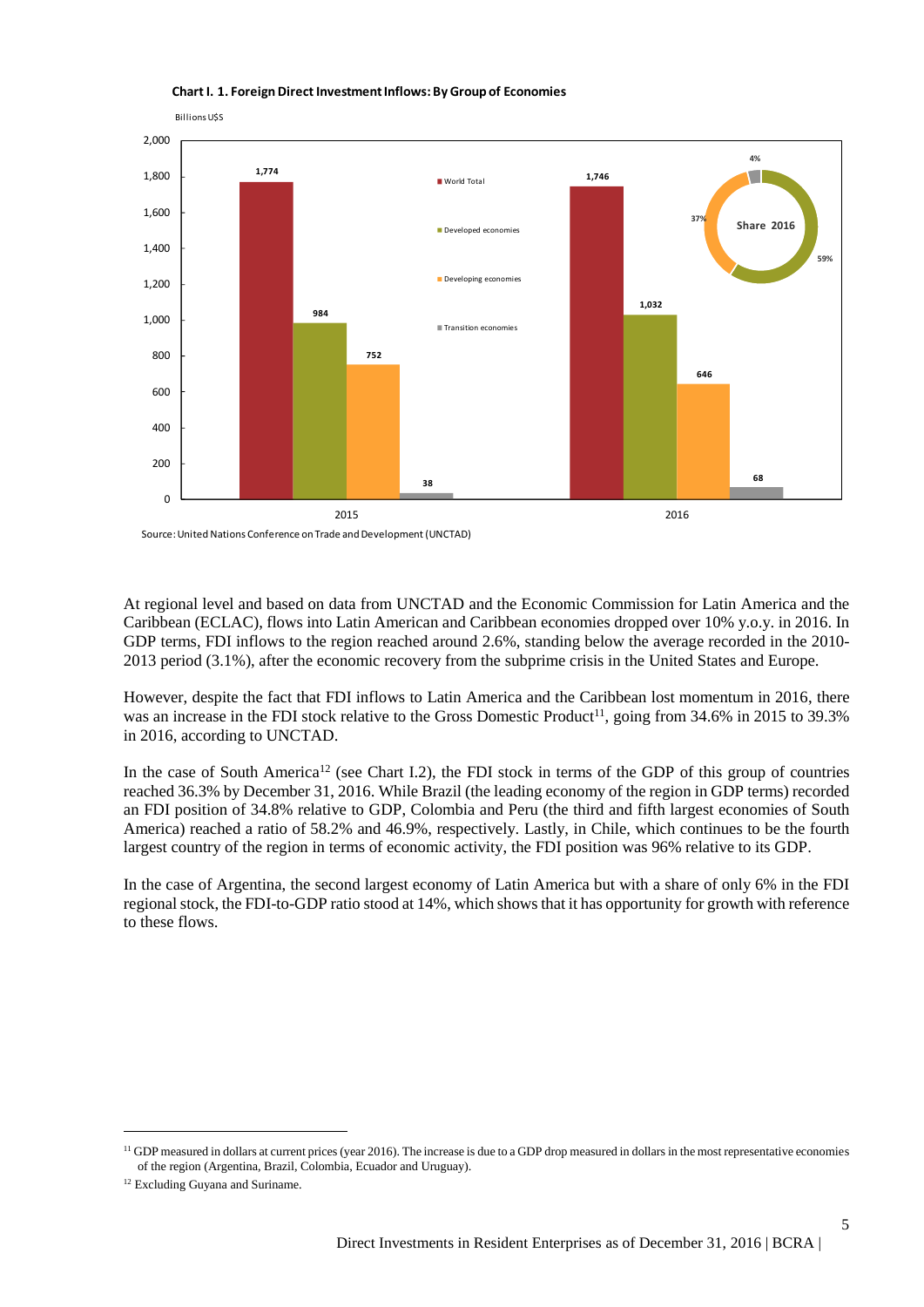**Chart I. 1. Foreign Direct Investment Inflows: By Group of Economies**

Billions U$S

| | 2015 | 2016 |
|---|---|---|
| World Total | 1,774 | 1,746 |
| Developed economies | 984 | 1,032 |
| Developing economies | 752 | 646 |
| Transition economies | 38 | 68 |

Share 2016: Developed economies 59%, Developing economies 37%, Transition economies 4%

Source: United Nations Conference on Trade and Development (UNCTAD)

At regional level and based on data from UNCTAD and the Economic Commission for Latin America and the Caribbean (ECLAC), flows into Latin American and Caribbean economies dropped over 10% y.o.y. in 2016. In GDP terms, FDI inflows to the region reached around 2.6%, standing below the average recorded in the 2010-2013 period (3.1%), after the economic recovery from the subprime crisis in the United States and Europe.

However, despite the fact that FDI inflows to Latin America and the Caribbean lost momentum in 2016, there was an increase in the FDI stock relative to the Gross Domestic Product[11], going from 34.6% in 2015 to 39.3% in 2016, according to UNCTAD.

In the case of South America[12] (see Chart I.2), the FDI stock in terms of the GDP of this group of countries reached 36.3% by December 31, 2016. While Brazil (the leading economy of the region in GDP terms) recorded an FDI position of 34.8% relative to GDP, Colombia and Peru (the third and fifth largest economies of South America) reached a ratio of 58.2% and 46.9%, respectively. Lastly, in Chile, which continues to be the fourth largest country of the region in terms of economic activity, the FDI position was 96% relative to its GDP.

In the case of Argentina, the second largest economy of Latin America but with a share of only 6% in the FDI regional stock, the FDI-to-GDP ratio stood at 14%, which shows that it has opportunity for growth with reference to these flows.

---

[11] GDP measured in dollars at current prices (year 2016). The increase is due to a GDP drop measured in dollars in the most representative economies of the region (Argentina, Brazil, Colombia, Ecuador and Uruguay).

[12] Excluding Guyana and Suriname.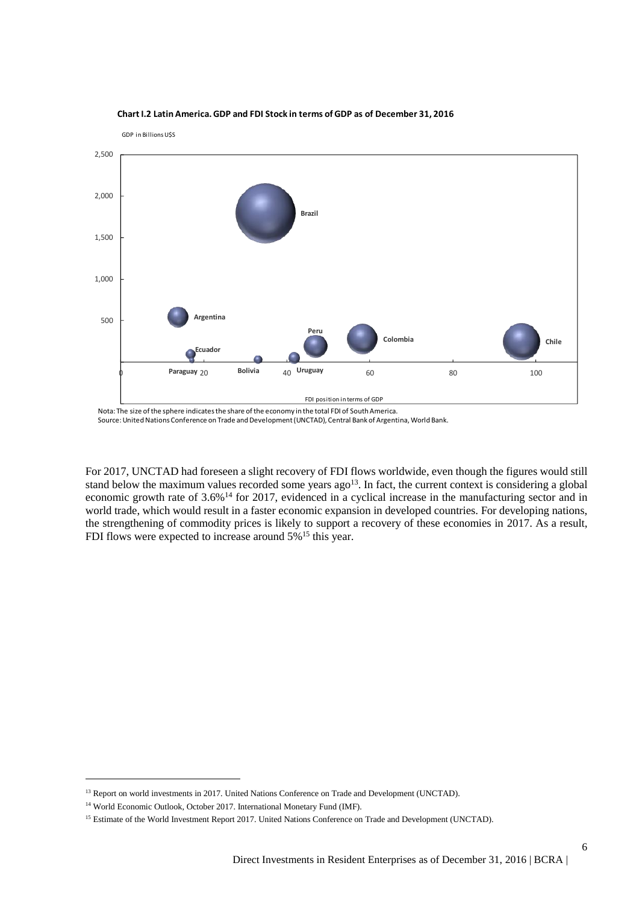**Chart I.2 Latin America. GDP and FDI Stock in terms of GDP as of December 31, 2016**

GDP in Billions U$S

Argentina, Brazil, Peru, Colombia, Chile, Ecuador, Paraguay, Bolivia, Uruguay

FDI position in terms of GDP

Nota: The size of the sphere indicates the share of the economy in the total FDI of South America.
Source: United Nations Conference on Trade and Development (UNCTAD), Central Bank of Argentina, World Bank.

For 2017, UNCTAD had foreseen a slight recovery of FDI flows worldwide, even though the figures would still stand below the maximum values recorded some years ago[13]. In fact, the current context is considering a global economic growth rate of 3.6%[14] for 2017, evidenced in a cyclical increase in the manufacturing sector and in world trade, which would result in a faster economic expansion in developed countries. For developing nations, the strengthening of commodity prices is likely to support a recovery of these economies in 2017. As a result, FDI flows were expected to increase around 5%[15] this year.

[13] Report on world investments in 2017. United Nations Conference on Trade and Development (UNCTAD).

[14] World Economic Outlook, October 2017. International Monetary Fund (IMF).

[15] Estimate of the World Investment Report 2017. United Nations Conference on Trade and Development (UNCTAD).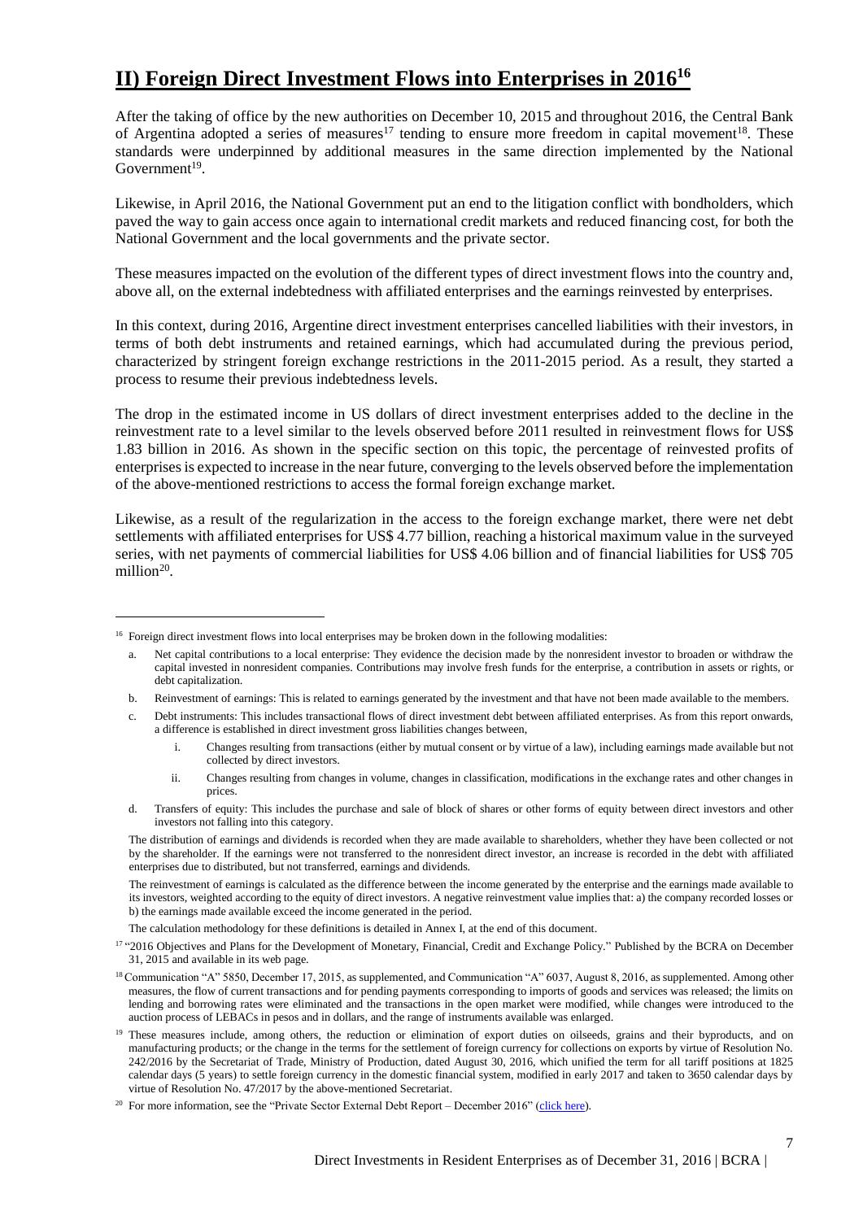## II) Foreign Direct Investment Flows into Enterprises in 2016[16]

After the taking of office by the new authorities on December 10, 2015 and throughout 2016, the Central Bank of Argentina adopted a series of measures[17] tending to ensure more freedom in capital movement[18]. These standards were underpinned by additional measures in the same direction implemented by the National Government[19].

Likewise, in April 2016, the National Government put an end to the litigation conflict with bondholders, which paved the way to gain access once again to international credit markets and reduced financing cost, for both the National Government and the local governments and the private sector.

These measures impacted on the evolution of the different types of direct investment flows into the country and, above all, on the external indebtedness with affiliated enterprises and the earnings reinvested by enterprises.

In this context, during 2016, Argentine direct investment enterprises cancelled liabilities with their investors, in terms of both debt instruments and retained earnings, which had accumulated during the previous period, characterized by stringent foreign exchange restrictions in the 2011-2015 period. As a result, they started a process to resume their previous indebtedness levels.

The drop in the estimated income in US dollars of direct investment enterprises added to the decline in the reinvestment rate to a level similar to the levels observed before 2011 resulted in reinvestment flows for US$ 1.83 billion in 2016. As shown in the specific section on this topic, the percentage of reinvested profits of enterprises is expected to increase in the near future, converging to the levels observed before the implementation of the above-mentioned restrictions to access the formal foreign exchange market.

Likewise, as a result of the regularization in the access to the foreign exchange market, there were net debt settlements with affiliated enterprises for US$ 4.77 billion, reaching a historical maximum value in the surveyed series, with net payments of commercial liabilities for US$ 4.06 billion and of financial liabilities for US$ 705 million[20].

---

[16] Foreign direct investment flows into local enterprises may be broken down in the following modalities:

a. Net capital contributions to a local enterprise: They evidence the decision made by the nonresident investor to broaden or withdraw the capital invested in nonresident companies. Contributions may involve fresh funds for the enterprise, a contribution in assets or rights, or debt capitalization.

b. Reinvestment of earnings: This is related to earnings generated by the investment and that have not been made available to the members.

c. Debt instruments: This includes transactional flows of direct investment debt between affiliated enterprises. As from this report onwards, a difference is established in direct investment gross liabilities changes between,

   i. Changes resulting from transactions (either by mutual consent or by virtue of a law), including earnings made available but not collected by direct investors.

   ii. Changes resulting from changes in volume, changes in classification, modifications in the exchange rates and other changes in prices.

d. Transfers of equity: This includes the purchase and sale of block of shares or other forms of equity between direct investors and other investors not falling into this category.

The distribution of earnings and dividends is recorded when they are made available to shareholders, whether they have been collected or not by the shareholder. If the earnings were not transferred to the nonresident direct investor, an increase is recorded in the debt with affiliated enterprises due to distributed, but not transferred, earnings and dividends.

The reinvestment of earnings is calculated as the difference between the income generated by the enterprise and the earnings made available to its investors, weighted according to the equity of direct investors. A negative reinvestment value implies that: a) the company recorded losses or b) the earnings made available exceed the income generated in the period.

The calculation methodology for these definitions is detailed in Annex I, at the end of this document.

[17] "2016 Objectives and Plans for the Development of Monetary, Financial, Credit and Exchange Policy." Published by the BCRA on December 31, 2015 and available in its web page.

[18] Communication "A" 5850, December 17, 2015, as supplemented, and Communication "A" 6037, August 8, 2016, as supplemented. Among other measures, the flow of current transactions and for pending payments corresponding to imports of goods and services was released; the limits on lending and borrowing rates were eliminated and the transactions in the open market were modified, while changes were introduced to the auction process of LEBACs in pesos and in dollars, and the range of instruments available was enlarged.

[19] These measures include, among others, the reduction or elimination of export duties on oilseeds, grains and their byproducts, and on manufacturing products; or the change in the terms for the settlement of foreign currency for collections on exports by virtue of Resolution No. 242/2016 by the Secretariat of Trade, Ministry of Production, dated August 30, 2016, which unified the term for all tariff positions at 1825 calendar days (5 years) to settle foreign currency in the domestic financial system, modified in early 2017 and taken to 3650 calendar days by virtue of Resolution No. 47/2017 by the above-mentioned Secretariat.

[20] For more information, see the "Private Sector External Debt Report – December 2016" (click here).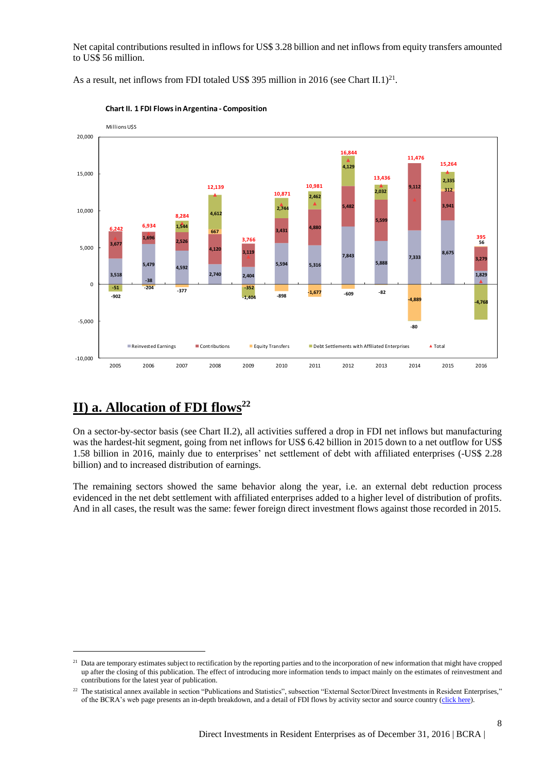Net capital contributions resulted in inflows for US$ 3.28 billion and net inflows from equity transfers amounted to US$ 56 million.

As a result, net inflows from FDI totaled US$ 395 million in 2016 (see Chart II.1)[21].

**Chart II. 1 FDI Flows in Argentina - Composition**

Millions U$S

| Year | Reinvested Earnings | Contributions | Equity Transfers | Debt Settlements with Affiliated Enterprises | Total |
|---|---|---|---|---|---|
| 2005 | 3,518 | 3,677 | -51 | -902 | 6,242 |
| 2006 | 5,479 | 1,696 | -38 | -204 | 6,934 |
| 2007 | 4,592 | 2,526 | -377 | 1,544 | 8,284 |
| 2008 | 2,740 | 4,120 | 667 | 4,612 | 12,139 |
| 2009 | 2,404 | 3,119 | -352 | -1,404 | 3,766 |
| 2010 | 5,594 | 3,431 | -898 | 2,744 | 10,871 |
| 2011 | 5,316 | 4,880 | -1,677 | 2,462 | 10,981 |
| 2012 | 7,843 | 5,482 | -609 | 4,129 | 16,844 |
| 2013 | 5,888 | 5,599 | -82 | 2,032 | 13,436 |
| 2014 | 7,333 | 9,112 | -4,889 | -80 | 11,476 |
| 2015 | 8,675 | 3,941 | 312 | 2,335 | 15,264 |
| 2016 | 1,829 | 3,279 | 56 | -4,768 | 395 |

## II) a. Allocation of FDI flows[22]

On a sector-by-sector basis (see Chart II.2), all activities suffered a drop in FDI net inflows but manufacturing was the hardest-hit segment, going from net inflows for US$ 6.42 billion in 2015 down to a net outflow for US$ 1.58 billion in 2016, mainly due to enterprises' net settlement of debt with affiliated enterprises (-US$ 2.28 billion) and to increased distribution of earnings.

The remaining sectors showed the same behavior along the year, i.e. an external debt reduction process evidenced in the net debt settlement with affiliated enterprises added to a higher level of distribution of profits. And in all cases, the result was the same: fewer foreign direct investment flows against those recorded in 2015.

---

[21] Data are temporary estimates subject to rectification by the reporting parties and to the incorporation of new information that might have cropped up after the closing of this publication. The effect of introducing more information tends to impact mainly on the estimates of reinvestment and contributions for the latest year of publication.

[22] The statistical annex available in section "Publications and Statistics", subsection "External Sector/Direct Investments in Resident Enterprises," of the BCRA's web page presents an in-depth breakdown, and a detail of FDI flows by activity sector and source country (click here).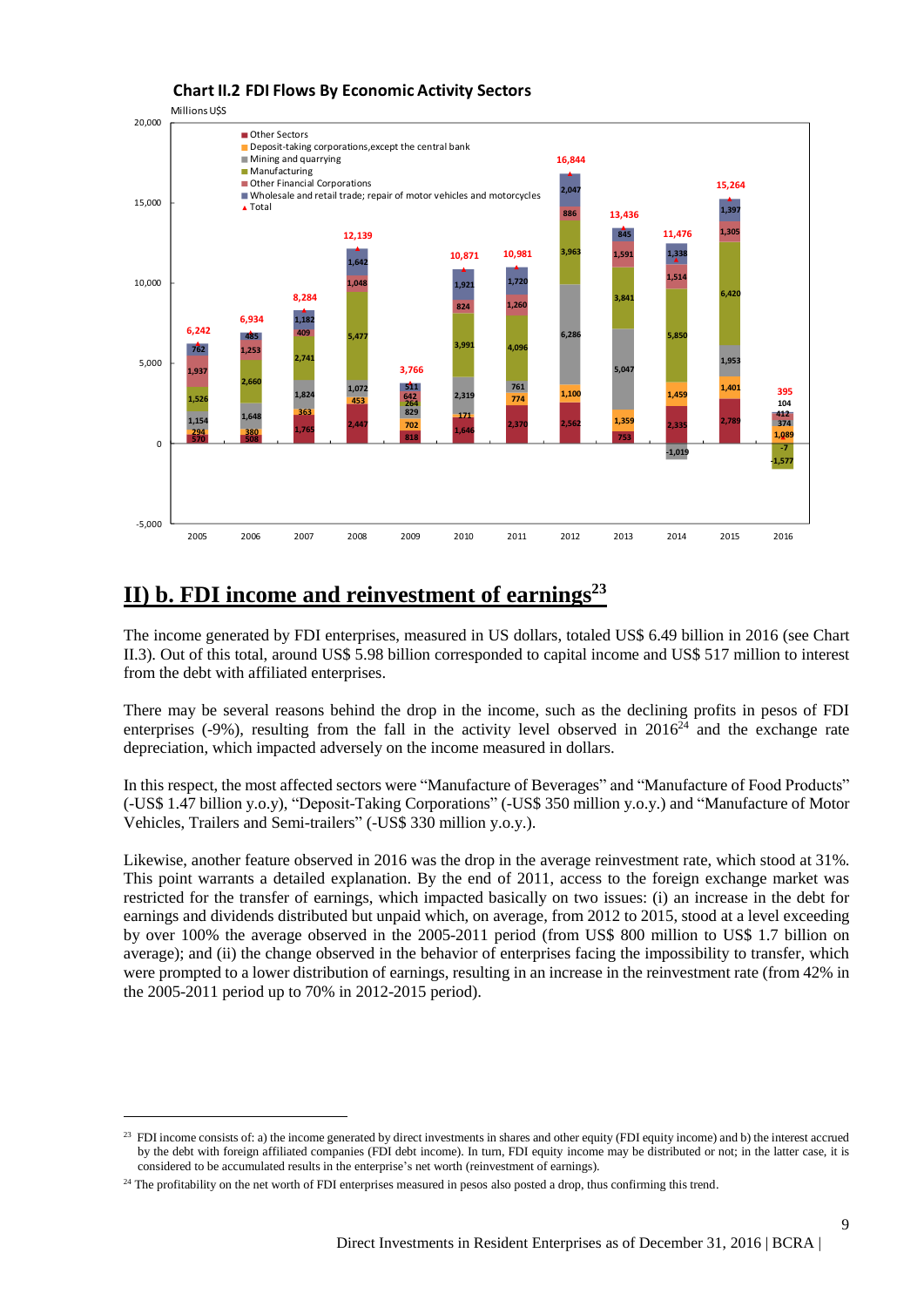**Chart II.2 FDI Flows By Economic Activity Sectors**

Millions U$S

| | 2005 | 2006 | 2007 | 2008 | 2009 | 2010 | 2011 | 2012 | 2013 | 2014 | 2015 | 2016 |
|---|---|---|---|---|---|---|---|---|---|---|---|---|
| Other Sectors | 570 | 508 | 1,765 | 2,447 | 818 | 1,646 | 2,370 | 2,562 | 753 | 2,335 | 2,789 | |
| Deposit-taking corporations, except the central bank | 294 | 380 | 363 | 453 | 702 | 171 | 774 | 1,100 | 1,359 | 1,459 | 1,401 | 1,089 |
| Mining and quarrying | 1,154 | 1,648 | 1,824 | 1,072 | 829 | 2,319 | 761 | 6,286 | 5,047 | -1,019 | 1,953 | 374 |
| Manufacturing | 1,526 | 2,660 | 2,741 | 5,477 | 264 | 3,991 | 4,096 | 3,963 | 3,841 | 5,850 | 6,420 | -1,577 |
| Other Financial Corporations | 1,937 | 1,253 | 409 | 1,048 | 642 | 824 | 1,260 | 886 | 1,591 | 1,514 | 1,305 | 412 |
| Wholesale and retail trade; repair of motor vehicles and motorcycles | 762 | 485 | 1,182 | 1,642 | 511 | 1,921 | 1,720 | 2,047 | 845 | 1,338 | 1,397 | 104 |
| Total | 6,242 | 6,934 | 8,284 | 12,139 | 3,766 | 10,871 | 10,981 | 16,844 | 13,436 | 11,476 | 15,264 | 395 |

Note: the chart also shows a value of -7 for 2016.

## II) b. FDI income and reinvestment of earnings[23]

The income generated by FDI enterprises, measured in US dollars, totaled US$ 6.49 billion in 2016 (see Chart II.3). Out of this total, around US$ 5.98 billion corresponded to capital income and US$ 517 million to interest from the debt with affiliated enterprises.

There may be several reasons behind the drop in the income, such as the declining profits in pesos of FDI enterprises (-9%), resulting from the fall in the activity level observed in 2016[24] and the exchange rate depreciation, which impacted adversely on the income measured in dollars.

In this respect, the most affected sectors were "Manufacture of Beverages" and "Manufacture of Food Products" (-US$ 1.47 billion y.o.y), "Deposit-Taking Corporations" (-US$ 350 million y.o.y.) and "Manufacture of Motor Vehicles, Trailers and Semi-trailers" (-US$ 330 million y.o.y.).

Likewise, another feature observed in 2016 was the drop in the average reinvestment rate, which stood at 31%. This point warrants a detailed explanation. By the end of 2011, access to the foreign exchange market was restricted for the transfer of earnings, which impacted basically on two issues: (i) an increase in the debt for earnings and dividends distributed but unpaid which, on average, from 2012 to 2015, stood at a level exceeding by over 100% the average observed in the 2005-2011 period (from US$ 800 million to US$ 1.7 billion on average); and (ii) the change observed in the behavior of enterprises facing the impossibility to transfer, which were prompted to a lower distribution of earnings, resulting in an increase in the reinvestment rate (from 42% in the 2005-2011 period up to 70% in 2012-2015 period).

---

[23] FDI income consists of: a) the income generated by direct investments in shares and other equity (FDI equity income) and b) the interest accrued by the debt with foreign affiliated companies (FDI debt income). In turn, FDI equity income may be distributed or not; in the latter case, it is considered to be accumulated results in the enterprise's net worth (reinvestment of earnings).

[24] The profitability on the net worth of FDI enterprises measured in pesos also posted a drop, thus confirming this trend.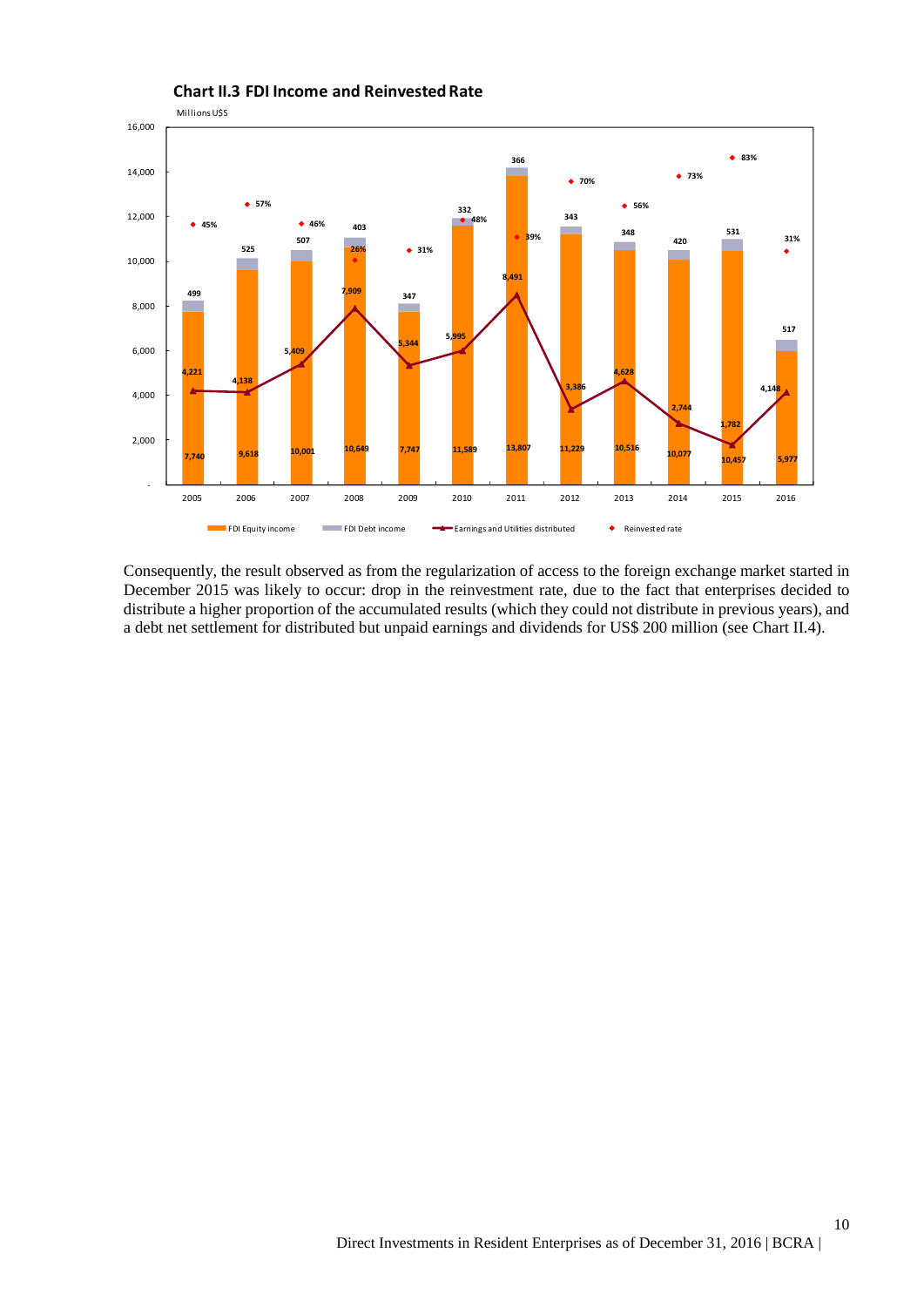**Chart II.3 FDI Income and Reinvested Rate**

Millions U$S

| Year | FDI Equity income | FDI Debt income | Earnings and Utilities distributed | Reinvested rate |
|---|---|---|---|---|
| 2005 | 7,740 | 499 | 4,221 | 45% |
| 2006 | 9,618 | 525 | 4,138 | 57% |
| 2007 | 10,001 | 507 | 5,409 | 46% |
| 2008 | 10,649 | 403 | 7,909 | 26% |
| 2009 | 7,747 | 347 | 5,344 | 31% |
| 2010 | 11,589 | 332 | 5,995 | 48% |
| 2011 | 13,807 | 366 | 8,491 | 39% |
| 2012 | 11,229 | 343 | 3,386 | 70% |
| 2013 | 10,516 | 348 | 4,628 | 56% |
| 2014 | 10,077 | 420 | 2,744 | 73% |
| 2015 | 10,457 | 531 | 1,782 | 83% |
| 2016 | 5,977 | 517 | 4,148 | 31% |

Consequently, the result observed as from the regularization of access to the foreign exchange market started in December 2015 was likely to occur: drop in the reinvestment rate, due to the fact that enterprises decided to distribute a higher proportion of the accumulated results (which they could not distribute in previous years), and a debt net settlement for distributed but unpaid earnings and dividends for US$ 200 million (see Chart II.4).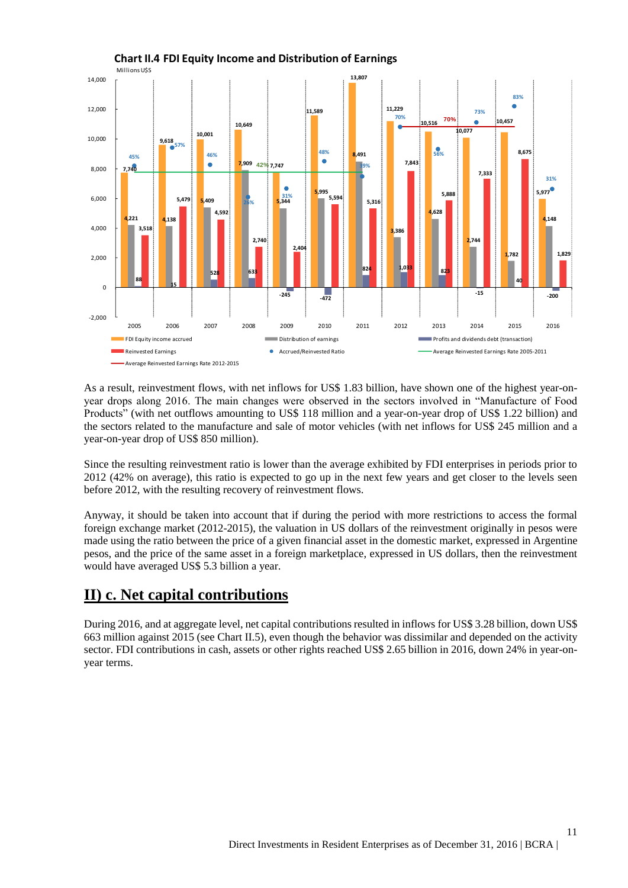**Chart II.4 FDI Equity Income and Distribution of Earnings**

Millions US$

As a result, reinvestment flows, with net inflows for US$ 1.83 billion, have shown one of the highest year-on-year drops along 2016. The main changes were observed in the sectors involved in "Manufacture of Food Products" (with net outflows amounting to US$ 118 million and a year-on-year drop of US$ 1.22 billion) and the sectors related to the manufacture and sale of motor vehicles (with net inflows for US$ 245 million and a year-on-year drop of US$ 850 million).

Since the resulting reinvestment ratio is lower than the average exhibited by FDI enterprises in periods prior to 2012 (42% on average), this ratio is expected to go up in the next few years and get closer to the levels seen before 2012, with the resulting recovery of reinvestment flows.

Anyway, it should be taken into account that if during the period with more restrictions to access the formal foreign exchange market (2012-2015), the valuation in US dollars of the reinvestment originally in pesos were made using the ratio between the price of a given financial asset in the domestic market, expressed in Argentine pesos, and the price of the same asset in a foreign marketplace, expressed in US dollars, then the reinvestment would have averaged US$ 5.3 billion a year.

## II) c. Net capital contributions

During 2016, and at aggregate level, net capital contributions resulted in inflows for US$ 3.28 billion, down US$ 663 million against 2015 (see Chart II.5), even though the behavior was dissimilar and depended on the activity sector. FDI contributions in cash, assets or other rights reached US$ 2.65 billion in 2016, down 24% in year-on-year terms.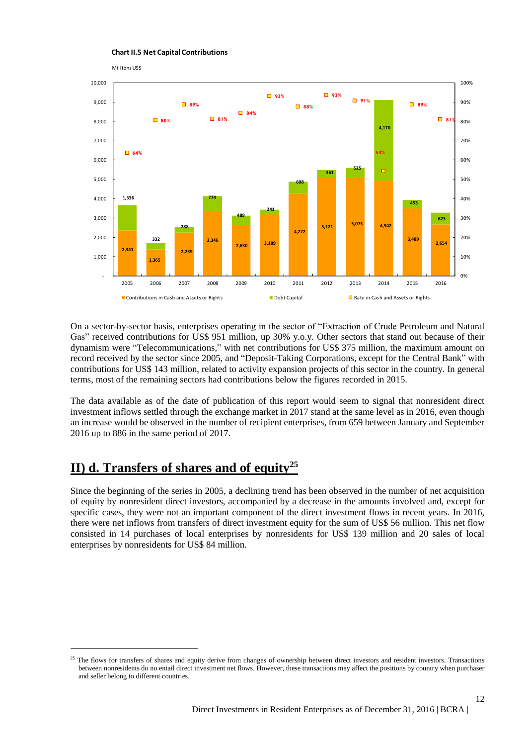**Chart II.5 Net Capital Contributions**

Millions US$

| Year | Contributions in Cash and Assets or Rights | Debt Capital | Rate in Cash and Assets or Rights |
|---|---|---|---|
| 2005 | 2,341 | 1,336 | 64% |
| 2006 | 1,365 | 332 | 80% |
| 2007 | 2,239 | 288 | 89% |
| 2008 | 3,346 | 774 | 81% |
| 2009 | 2,630 | 489 | 84% |
| 2010 | 3,189 | 241 | 93% |
| 2011 | 4,272 | 608 | 88% |
| 2012 | 5,121 | 361 | 93% |
| 2013 | 5,073 | 525 | 91% |
| 2014 | 4,942 | 4,170 | 54% |
| 2015 | 3,489 | 453 | 89% |
| 2016 | 2,654 | 625 | 81% |

On a sector-by-sector basis, enterprises operating in the sector of "Extraction of Crude Petroleum and Natural Gas" received contributions for US$ 951 million, up 30% y.o.y. Other sectors that stand out because of their dynamism were "Telecommunications," with net contributions for US$ 375 million, the maximum amount on record received by the sector since 2005, and "Deposit-Taking Corporations, except for the Central Bank" with contributions for US$ 143 million, related to activity expansion projects of this sector in the country. In general terms, most of the remaining sectors had contributions below the figures recorded in 2015.

The data available as of the date of publication of this report would seem to signal that nonresident direct investment inflows settled through the exchange market in 2017 stand at the same level as in 2016, even though an increase would be observed in the number of recipient enterprises, from 659 between January and September 2016 up to 886 in the same period of 2017.

## II) d. Transfers of shares and of equity[25]

Since the beginning of the series in 2005, a declining trend has been observed in the number of net acquisition of equity by nonresident direct investors, accompanied by a decrease in the amounts involved and, except for specific cases, they were not an important component of the direct investment flows in recent years. In 2016, there were net inflows from transfers of direct investment equity for the sum of US$ 56 million. This net flow consisted in 14 purchases of local enterprises by nonresidents for US$ 139 million and 20 sales of local enterprises by nonresidents for US$ 84 million.

[25] The flows for transfers of shares and equity derive from changes of ownership between direct investors and resident investors. Transactions between nonresidents do no entail direct investment net flows. However, these transactions may affect the positions by country when purchaser and seller belong to different countries.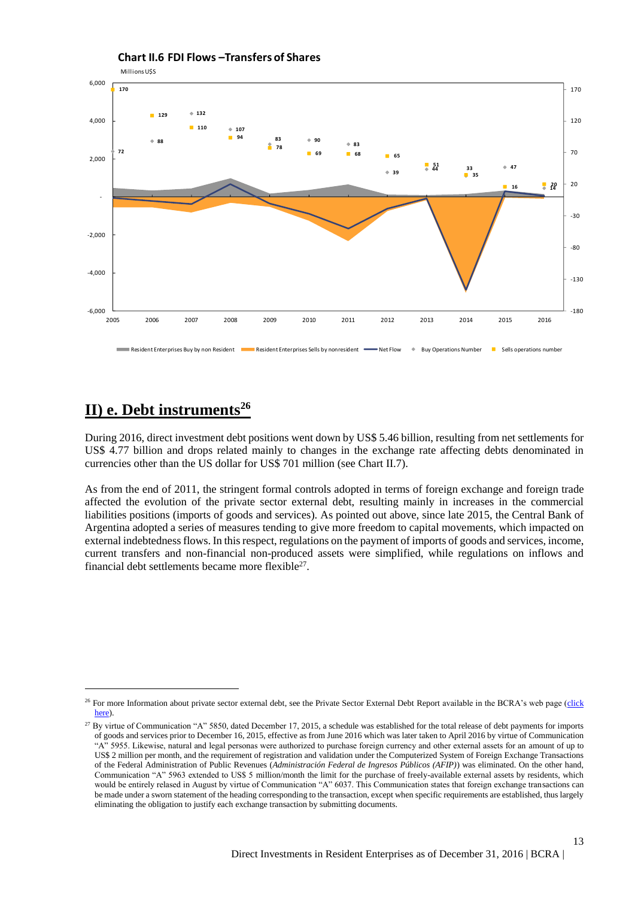**Chart II.6 FDI Flows –Transfers of Shares**

Millions US$

Resident Enterprises Buy by non Resident | Resident Enterprises Sells by nonresident | Net Flow | Buy Operations Number | Sells operations number

## II) e. Debt instruments[26]

During 2016, direct investment debt positions went down by US$ 5.46 billion, resulting from net settlements for US$ 4.77 billion and drops related mainly to changes in the exchange rate affecting debts denominated in currencies other than the US dollar for US$ 701 million (see Chart II.7).

As from the end of 2011, the stringent formal controls adopted in terms of foreign exchange and foreign trade affected the evolution of the private sector external debt, resulting mainly in increases in the commercial liabilities positions (imports of goods and services). As pointed out above, since late 2015, the Central Bank of Argentina adopted a series of measures tending to give more freedom to capital movements, which impacted on external indebtedness flows. In this respect, regulations on the payment of imports of goods and services, income, current transfers and non-financial non-produced assets were simplified, while regulations on inflows and financial debt settlements became more flexible[27].

---

[26] For more Information about private sector external debt, see the Private Sector External Debt Report available in the BCRA's web page (click here).

[27] By virtue of Communication "A" 5850, dated December 17, 2015, a schedule was established for the total release of debt payments for imports of goods and services prior to December 16, 2015, effective as from June 2016 which was later taken to April 2016 by virtue of Communication "A" 5955. Likewise, natural and legal personas were authorized to purchase foreign currency and other external assets for an amount of up to US$ 2 million per month, and the requirement of registration and validation under the Computerized System of Foreign Exchange Transactions of the Federal Administration of Public Revenues (*Administración Federal de Ingresos Públicos (AFIP)*) was eliminated. On the other hand, Communication "A" 5963 extended to US$ 5 million/month the limit for the purchase of freely-available external assets by residents, which would be entirely relased in August by virtue of Communication "A" 6037. This Communication states that foreign exchange transactions can be made under a sworn statement of the heading corresponding to the transaction, except when specific requirements are established, thus largely eliminating the obligation to justify each exchange transaction by submitting documents.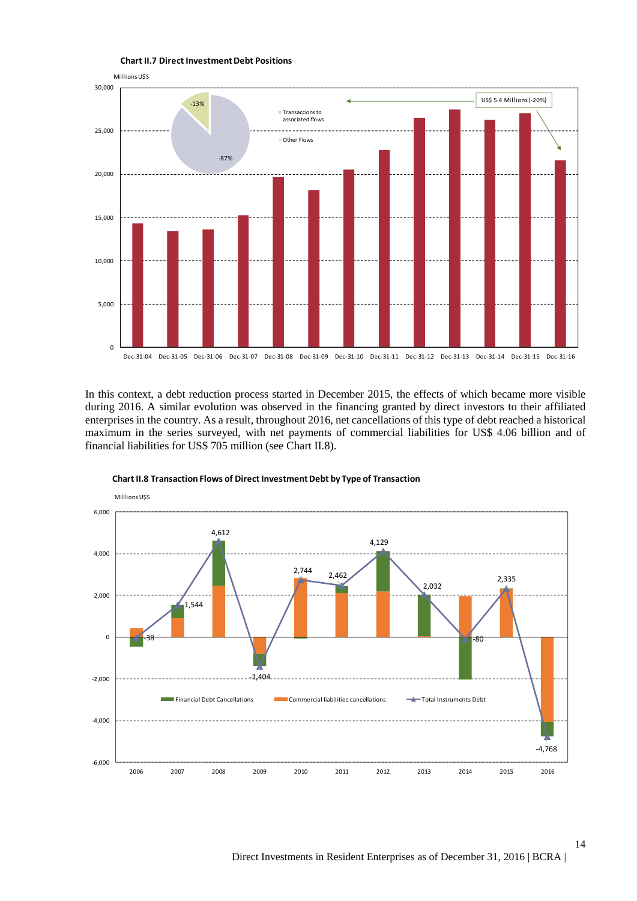**Chart II.7 Direct Investment Debt Positions**

In this context, a debt reduction process started in December 2015, the effects of which became more visible during 2016. A similar evolution was observed in the financing granted by direct investors to their affiliated enterprises in the country. As a result, throughout 2016, net cancellations of this type of debt reached a historical maximum in the series surveyed, with net payments of commercial liabilities for US$ 4.06 billion and of financial liabilities for US$ 705 million (see Chart II.8).

**Chart II.8 Transaction Flows of Direct Investment Debt by Type of Transaction**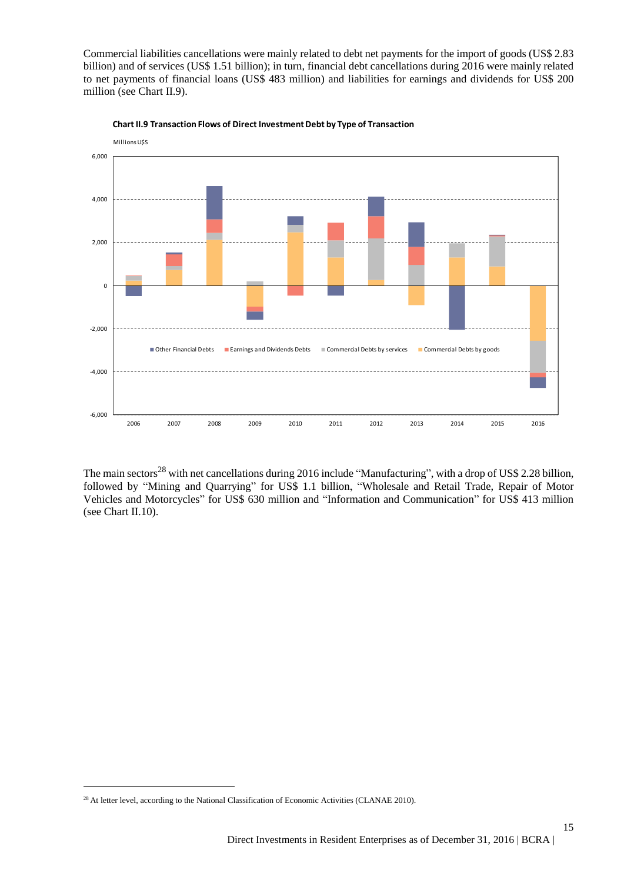Commercial liabilities cancellations were mainly related to debt net payments for the import of goods (US$ 2.83 billion) and of services (US$ 1.51 billion); in turn, financial debt cancellations during 2016 were mainly related to net payments of financial loans (US$ 483 million) and liabilities for earnings and dividends for US$ 200 million (see Chart II.9).

**Chart II.9 Transaction Flows of Direct Investment Debt by Type of Transaction**

The main sectors[28] with net cancellations during 2016 include "Manufacturing", with a drop of US$ 2.28 billion, followed by "Mining and Quarrying" for US$ 1.1 billion, "Wholesale and Retail Trade, Repair of Motor Vehicles and Motorcycles" for US$ 630 million and "Information and Communication" for US$ 413 million (see Chart II.10).

[28] At letter level, according to the National Classification of Economic Activities (CLANAE 2010).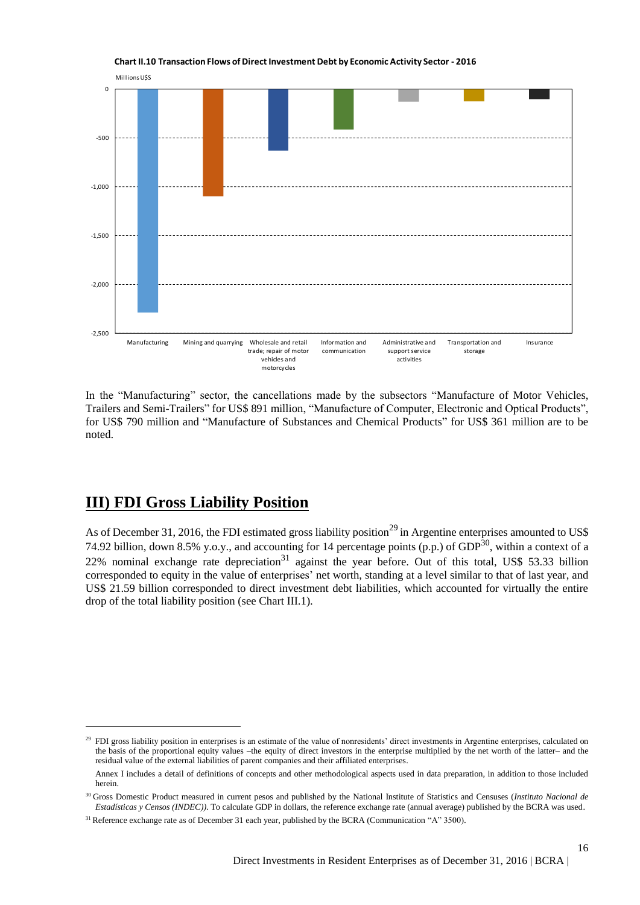**Chart II.10 Transaction Flows of Direct Investment Debt by Economic Activity Sector - 2016**

In the “Manufacturing” sector, the cancellations made by the subsectors “Manufacture of Motor Vehicles, Trailers and Semi-Trailers” for US$ 891 million, “Manufacture of Computer, Electronic and Optical Products”, for US$ 790 million and “Manufacture of Substances and Chemical Products” for US$ 361 million are to be noted.

## III) FDI Gross Liability Position

As of December 31, 2016, the FDI estimated gross liability position[29] in Argentine enterprises amounted to US$ 74.92 billion, down 8.5% y.o.y., and accounting for 14 percentage points (p.p.) of GDP[30], within a context of a 22% nominal exchange rate depreciation[31] against the year before. Out of this total, US$ 53.33 billion corresponded to equity in the value of enterprises’ net worth, standing at a level similar to that of last year, and US$ 21.59 billion corresponded to direct investment debt liabilities, which accounted for virtually the entire drop of the total liability position (see Chart III.1).

---

[29] FDI gross liability position in enterprises is an estimate of the value of nonresidents’ direct investments in Argentine enterprises, calculated on the basis of the proportional equity values –the equity of direct investors in the enterprise multiplied by the net worth of the latter– and the residual value of the external liabilities of parent companies and their affiliated enterprises.

Annex I includes a detail of definitions of concepts and other methodological aspects used in data preparation, in addition to those included herein.

[30] Gross Domestic Product measured in current pesos and published by the National Institute of Statistics and Censuses (*Instituto Nacional de Estadísticas y Censos (INDEC)*). To calculate GDP in dollars, the reference exchange rate (annual average) published by the BCRA was used.

[31] Reference exchange rate as of December 31 each year, published by the BCRA (Communication “A” 3500).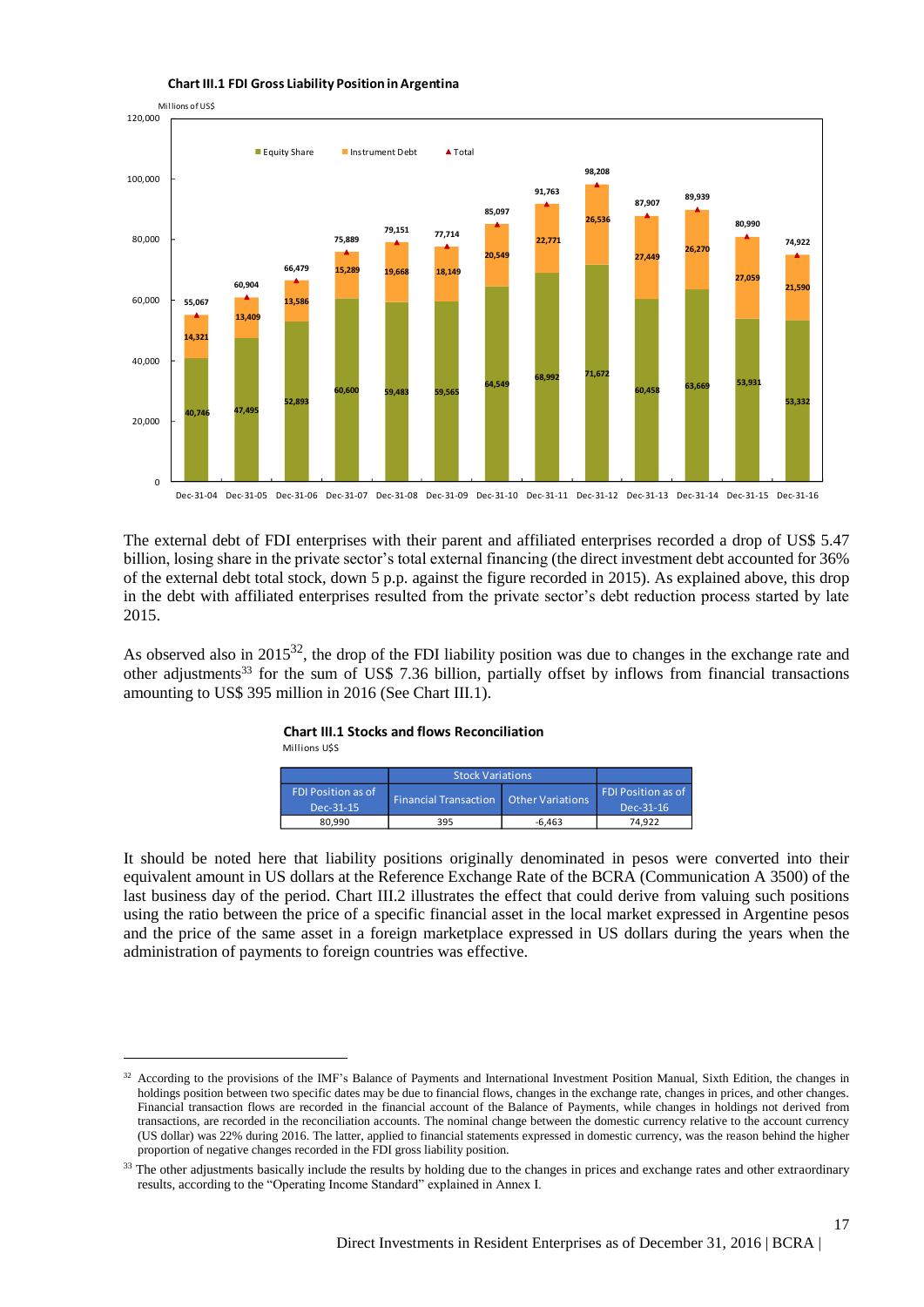**Chart III.1 FDI Gross Liability Position in Argentina**

Millions of US$

| | Dec-31-04 | Dec-31-05 | Dec-31-06 | Dec-31-07 | Dec-31-08 | Dec-31-09 | Dec-31-10 | Dec-31-11 | Dec-31-12 | Dec-31-13 | Dec-31-14 | Dec-31-15 | Dec-31-16 |
|---|---|---|---|---|---|---|---|---|---|---|---|---|---|
| Equity Share | 40,746 | 47,495 | 52,893 | 60,600 | 59,483 | 59,565 | 64,549 | 68,992 | 71,672 | 60,458 | 63,669 | 53,931 | 53,332 |
| Instrument Debt | 14,321 | 13,409 | 13,586 | 15,289 | 19,668 | 18,149 | 20,549 | 22,771 | 26,536 | 27,449 | 26,270 | 27,059 | 21,590 |
| Total | 55,067 | 60,904 | 66,479 | 75,889 | 79,151 | 77,714 | 85,097 | 91,763 | 98,208 | 87,907 | 89,939 | 80,990 | 74,922 |

The external debt of FDI enterprises with their parent and affiliated enterprises recorded a drop of US$ 5.47 billion, losing share in the private sector's total external financing (the direct investment debt accounted for 36% of the external debt total stock, down 5 p.p. against the figure recorded in 2015). As explained above, this drop in the debt with affiliated enterprises resulted from the private sector's debt reduction process started by late 2015.

As observed also in 2015[32], the drop of the FDI liability position was due to changes in the exchange rate and other adjustments[33] for the sum of US$ 7.36 billion, partially offset by inflows from financial transactions amounting to US$ 395 million in 2016 (See Chart III.1).

**Chart III.1 Stocks and flows Reconciliation**

Millions US$

| FDI Position as of Dec-31-15 | Stock Variations | | FDI Position as of Dec-31-16 |
|---|---|---|---|
| | Financial Transaction | Other Variations | |
| 80,990 | 395 | -6,463 | 74,922 |

It should be noted here that liability positions originally denominated in pesos were converted into their equivalent amount in US dollars at the Reference Exchange Rate of the BCRA (Communication A 3500) of the last business day of the period. Chart III.2 illustrates the effect that could derive from valuing such positions using the ratio between the price of a specific financial asset in the local market expressed in Argentine pesos and the price of the same asset in a foreign marketplace expressed in US dollars during the years when the administration of payments to foreign countries was effective.

---

[32] According to the provisions of the IMF's Balance of Payments and International Investment Position Manual, Sixth Edition, the changes in holdings position between two specific dates may be due to financial flows, changes in the exchange rate, changes in prices, and other changes. Financial transaction flows are recorded in the financial account of the Balance of Payments, while changes in holdings not derived from transactions, are recorded in the reconciliation accounts. The nominal change between the domestic currency relative to the account currency (US dollar) was 22% during 2016. The latter, applied to financial statements expressed in domestic currency, was the reason behind the higher proportion of negative changes recorded in the FDI gross liability position.

[33] The other adjustments basically include the results by holding due to the changes in prices and exchange rates and other extraordinary results, according to the "Operating Income Standard" explained in Annex I.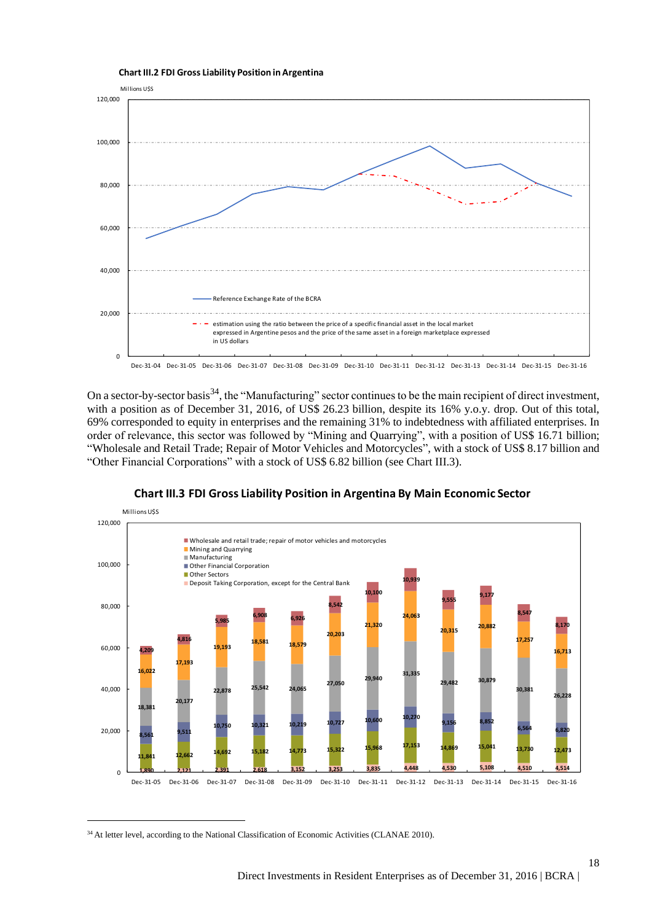**Chart III.2 FDI Gross Liability Position in Argentina**

On a sector-by-sector basis[34], the "Manufacturing" sector continues to be the main recipient of direct investment, with a position as of December 31, 2016, of US$ 26.23 billion, despite its 16% y.o.y. drop. Out of this total, 69% corresponded to equity in enterprises and the remaining 31% to indebtedness with affiliated enterprises. In order of relevance, this sector was followed by "Mining and Quarrying", with a position of US$ 16.71 billion; "Wholesale and Retail Trade; Repair of Motor Vehicles and Motorcycles", with a stock of US$ 8.17 billion and "Other Financial Corporations" with a stock of US$ 6.82 billion (see Chart III.3).

**Chart III.3 FDI Gross Liability Position in Argentina By Main Economic Sector**

Millions US$

| Sector | Dec-31-05 | Dec-31-06 | Dec-31-07 | Dec-31-08 | Dec-31-09 | Dec-31-10 | Dec-31-11 | Dec-31-12 | Dec-31-13 | Dec-31-14 | Dec-31-15 | Dec-31-16 |
|---|---|---|---|---|---|---|---|---|---|---|---|---|
| Wholesale and retail trade; repair of motor vehicles and motorcycles | 4,209 | 4,816 | 5,985 | 6,908 | 6,926 | 8,542 | 10,100 | 10,939 | 9,555 | 9,177 | 8,547 | 8,170 |
| Mining and Quarrying | 16,022 | 17,193 | 19,193 | 18,581 | 18,579 | 20,203 | 21,320 | 24,063 | 20,315 | 20,882 | 17,257 | 16,713 |
| Manufacturing | 18,381 | 20,177 | 22,878 | 25,542 | 24,065 | 27,050 | 29,940 | 31,335 | 29,482 | 30,879 | 30,381 | 26,228 |
| Other Financial Corporation | 8,561 | 9,511 | 10,750 | 10,321 | 10,219 | 10,727 | 10,600 | 10,270 | 9,156 | 8,852 | 6,564 | 6,820 |
| Other Sectors | 11,841 | 12,662 | 14,692 | 15,182 | 14,773 | 15,322 | 15,968 | 17,153 | 14,869 | 15,041 | 13,730 | 12,473 |
| Deposit Taking Corporation, except for the Central Bank | 1,890 | 2,121 | 2,391 | 2,618 | 3,152 | 3,253 | 3,835 | 4,448 | 4,530 | 5,108 | 4,510 | 4,514 |

[34] At letter level, according to the National Classification of Economic Activities (CLANAE 2010).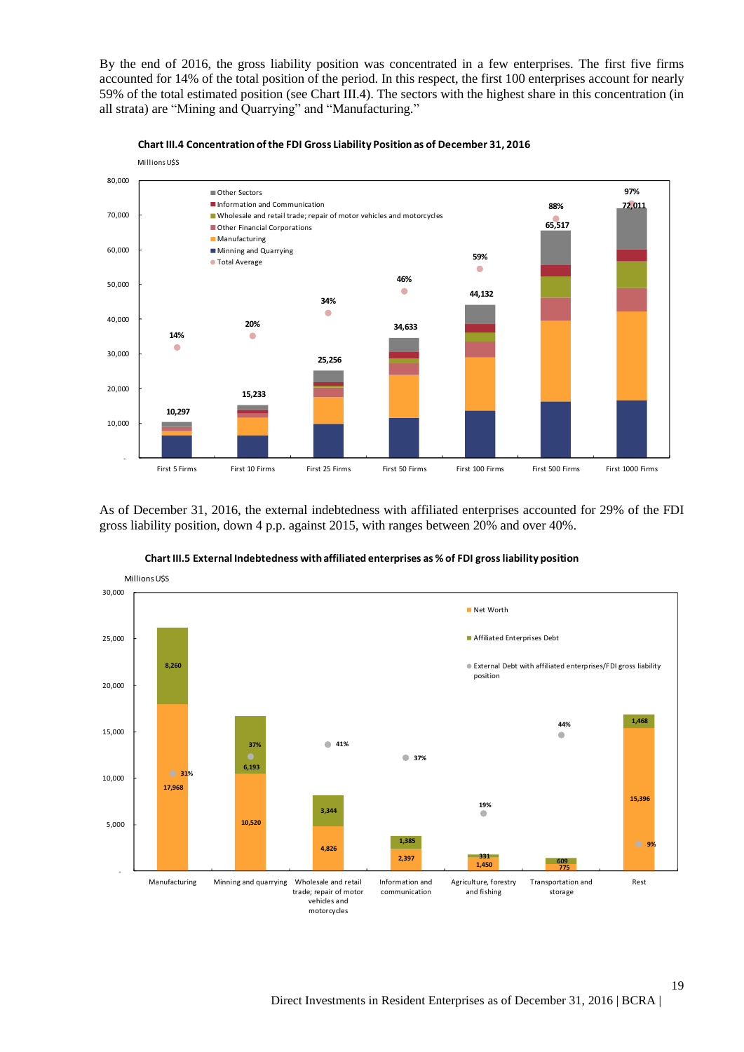By the end of 2016, the gross liability position was concentrated in a few enterprises. The first five firms accounted for 14% of the total position of the period. In this respect, the first 100 enterprises account for nearly 59% of the total estimated position (see Chart III.4). The sectors with the highest share in this concentration (in all strata) are "Mining and Quarrying" and "Manufacturing."

**Chart III.4 Concentration of the FDI Gross Liability Position as of December 31, 2016**

Millions U$S

| | First 5 Firms | First 10 Firms | First 25 Firms | First 50 Firms | First 100 Firms | First 500 Firms | First 1000 Firms |
|---|---|---|---|---|---|---|---|
| Total (Millions U$S) | 10,297 | 15,233 | 25,256 | 34,633 | 44,132 | 65,517 | 72,011 |
| Total Average | 14% | 20% | 34% | 46% | 59% | 88% | 97% |

Legend: Other Sectors; Information and Communication; Wholesale and retail trade; repair of motor vehicles and motorcycles; Other Financial Corporations; Manufacturing; Minning and Quarrying; Total Average

As of December 31, 2016, the external indebtedness with affiliated enterprises accounted for 29% of the FDI gross liability position, down 4 p.p. against 2015, with ranges between 20% and over 40%.

**Chart III.5 External Indebtedness with affiliated enterprises as % of FDI gross liability position**

Millions U$S

| | Manufacturing | Minning and quarrying | Wholesale and retail trade; repair of motor vehicles and motorcycles | Information and communication | Agriculture, forestry and fishing | Transportation and storage | Rest |
|---|---|---|---|---|---|---|---|
| Net Worth | 17,968 | 10,520 | 4,826 | 2,397 | 1,450 | 775 | 15,396 |
| Affiliated Enterprises Debt | 8,260 | 6,193 | 3,344 | 1,385 | 331 | 609 | 1,468 |
| External Debt with affiliated enterprises/FDI gross liability position | 31% | 37% | 41% | 37% | 19% | 44% | 9% |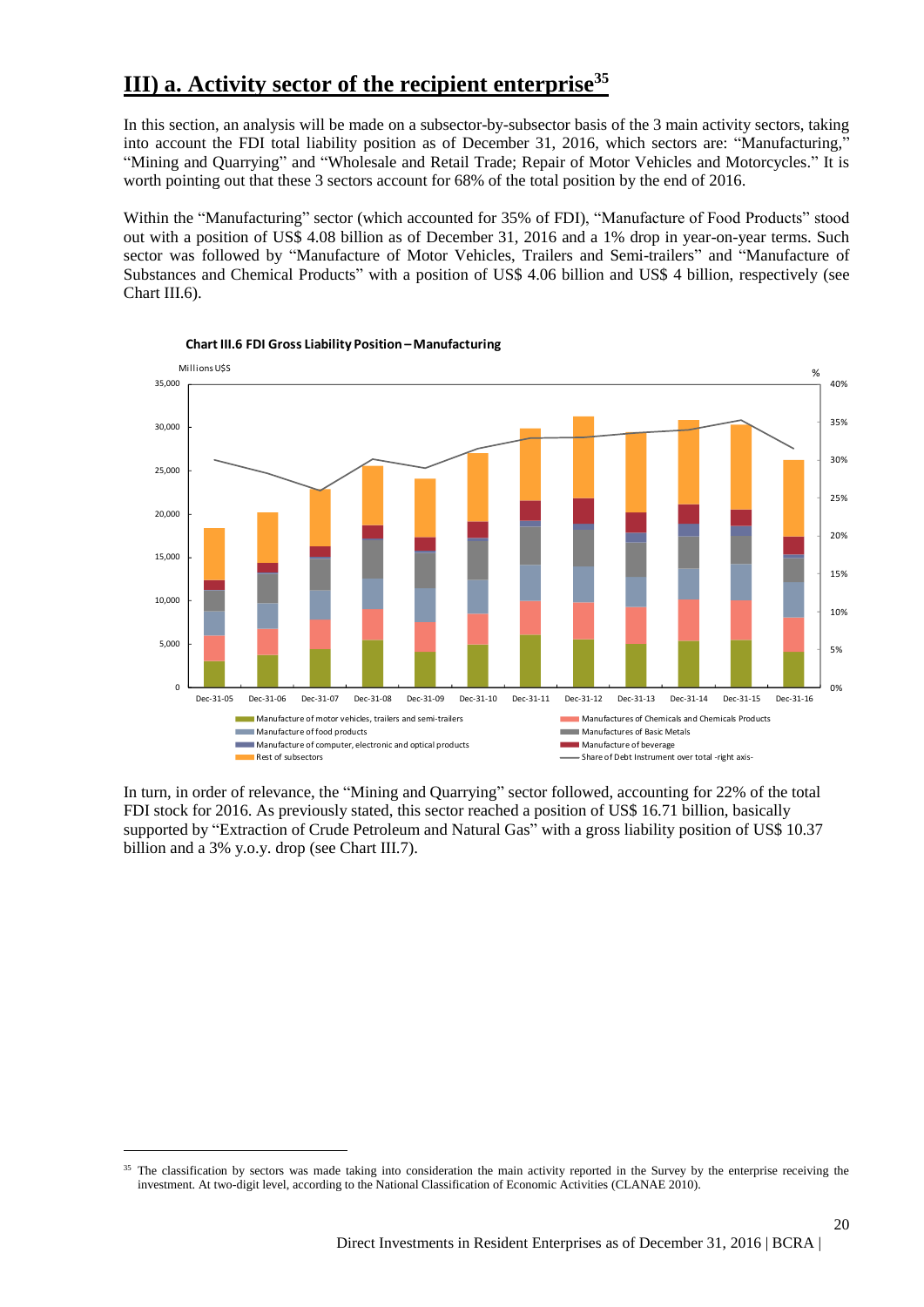## III) a. Activity sector of the recipient enterprise[35]

In this section, an analysis will be made on a subsector-by-subsector basis of the 3 main activity sectors, taking into account the FDI total liability position as of December 31, 2016, which sectors are: "Manufacturing," "Mining and Quarrying" and "Wholesale and Retail Trade; Repair of Motor Vehicles and Motorcycles." It is worth pointing out that these 3 sectors account for 68% of the total position by the end of 2016.

Within the "Manufacturing" sector (which accounted for 35% of FDI), "Manufacture of Food Products" stood out with a position of US$ 4.08 billion as of December 31, 2016 and a 1% drop in year-on-year terms. Such sector was followed by "Manufacture of Motor Vehicles, Trailers and Semi-trailers" and "Manufacture of Substances and Chemical Products" with a position of US$ 4.06 billion and US$ 4 billion, respectively (see Chart III.6).

**Chart III.6 FDI Gross Liability Position – Manufacturing**

In turn, in order of relevance, the "Mining and Quarrying" sector followed, accounting for 22% of the total FDI stock for 2016. As previously stated, this sector reached a position of US$ 16.71 billion, basically supported by "Extraction of Crude Petroleum and Natural Gas" with a gross liability position of US$ 10.37 billion and a 3% y.o.y. drop (see Chart III.7).

[35] The classification by sectors was made taking into consideration the main activity reported in the Survey by the enterprise receiving the investment. At two-digit level, according to the National Classification of Economic Activities (CLANAE 2010).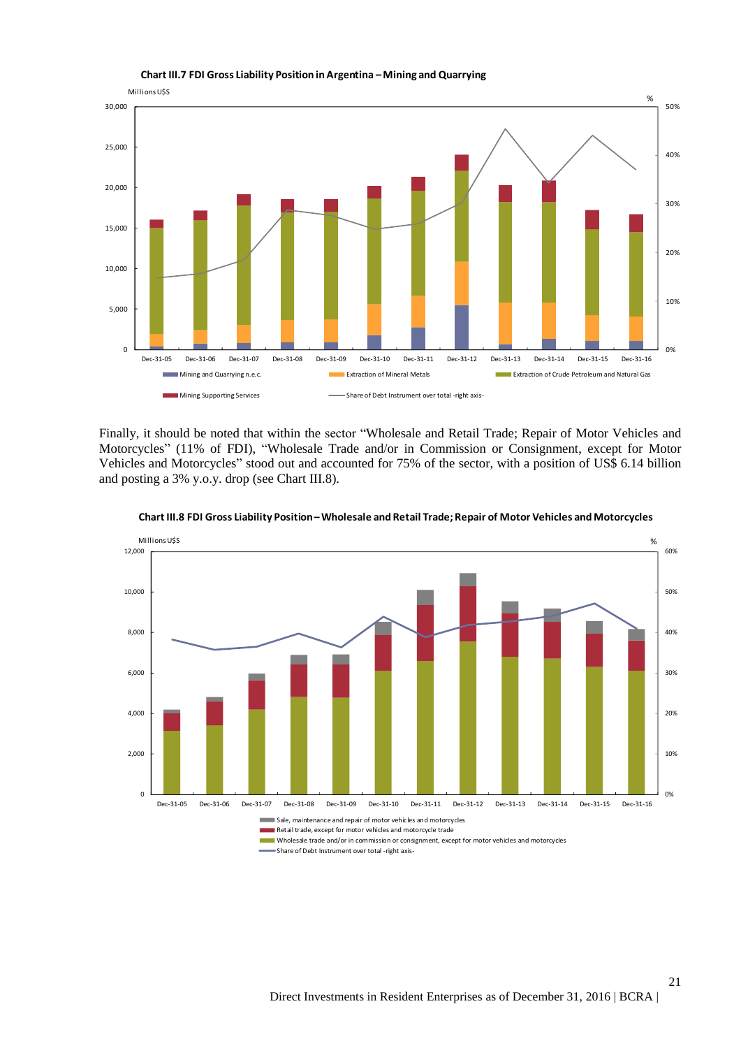**Chart III.7 FDI Gross Liability Position in Argentina – Mining and Quarrying**

Finally, it should be noted that within the sector "Wholesale and Retail Trade; Repair of Motor Vehicles and Motorcycles" (11% of FDI), "Wholesale Trade and/or in Commission or Consignment, except for Motor Vehicles and Motorcycles" stood out and accounted for 75% of the sector, with a position of US$ 6.14 billion and posting a 3% y.o.y. drop (see Chart III.8).

**Chart III.8 FDI Gross Liability Position – Wholesale and Retail Trade; Repair of Motor Vehicles and Motorcycles**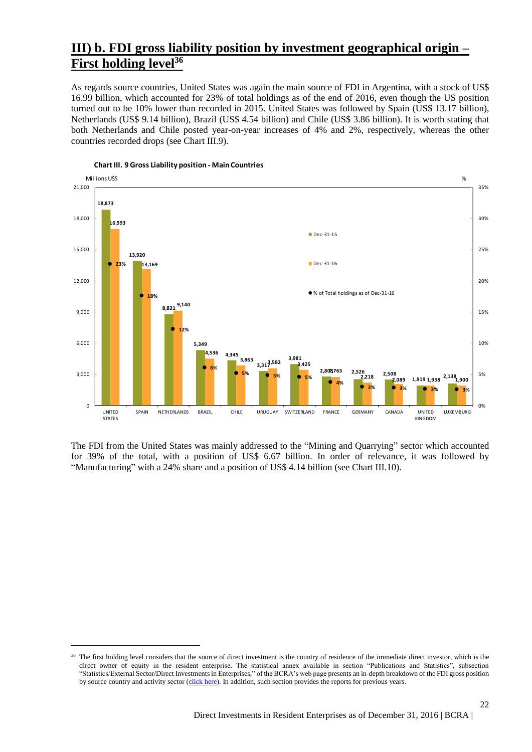# III) b. FDI gross liability position by investment geographical origin – First holding level[36]

As regards source countries, United States was again the main source of FDI in Argentina, with a stock of US$ 16.99 billion, which accounted for 23% of total holdings as of the end of 2016, even though the US position turned out to be 10% lower than recorded in 2015. United States was followed by Spain (US$ 13.17 billion), Netherlands (US$ 9.14 billion), Brazil (US$ 4.54 billion) and Chile (US$ 3.86 billion). It is worth stating that both Netherlands and Chile posted year-on-year increases of 4% and 2%, respectively, whereas the other countries recorded drops (see Chart III.9).

**Chart III. 9 Gross Liability position - Main Countries**

Millions U$S

| Country | Dec-31-15 | Dec-31-16 | % of Total holdings as of Dec-31-16 |
|---|---|---|---|
| UNITED STATES | 18,873 | 16,993 | 23% |
| SPAIN | 13,920 | 13,169 | 18% |
| NETHERLANDS | 8,821 | 9,140 | 12% |
| BRAZIL | 5,349 | 4,536 | 6% |
| CHILE | 4,345 | 3,863 | 5% |
| URUGUAY | 3,317 | 3,582 | 5% |
| SWITZERLAND | 3,981 | 3,425 | 5% |
| FRANCE | 2,803 | 2,763 | 4% |
| GERMANY | 2,526 | 2,218 | 3% |
| CANADA | 2,508 | 2,089 | 3% |
| UNITED KINGDOM | 1,919 | 1,938 | 3% |
| LUXEMBURG | 2,138 | 1,900 | 3% |

The FDI from the United States was mainly addressed to the "Mining and Quarrying" sector which accounted for 39% of the total, with a position of US$ 6.67 billion. In order of relevance, it was followed by "Manufacturing" with a 24% share and a position of US$ 4.14 billion (see Chart III.10).

[36] The first holding level considers that the source of direct investment is the country of residence of the immediate direct investor, which is the direct owner of equity in the resident enterprise. The statistical annex available in section "Publications and Statistics", subsection "Statistics/External Sector/Direct Investments in Enterprises," of the BCRA's web page presents an in-depth breakdown of the FDI gross position by source country and activity sector (click here). In addition, such section provides the reports for previous years.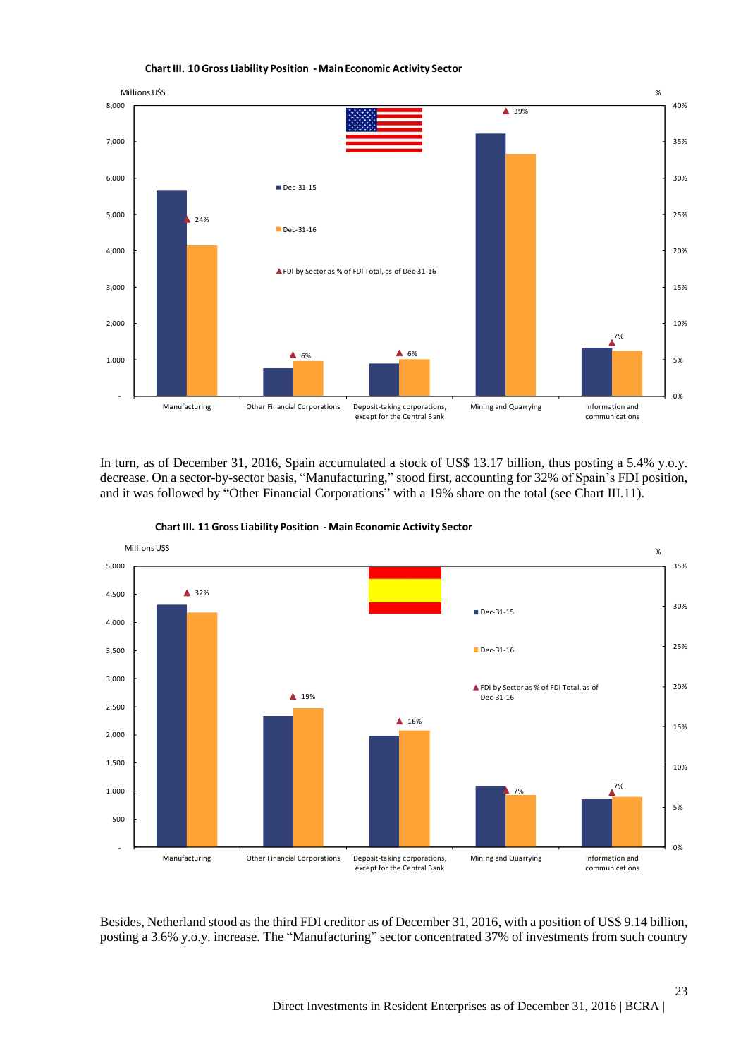**Chart III. 10 Gross Liability Position - Main Economic Activity Sector**

Millions U$S

| Sector | Dec-31-15 | Dec-31-16 | FDI by Sector as % of FDI Total, as of Dec-31-16 |
|---|---|---|---|
| Manufacturing | | | 24% |
| Other Financial Corporations | | | 6% |
| Deposit-taking corporations, except for the Central Bank | | | 6% |
| Mining and Quarrying | | | 39% |
| Information and communications | | | 7% |

In turn, as of December 31, 2016, Spain accumulated a stock of US$ 13.17 billion, thus posting a 5.4% y.o.y. decrease. On a sector-by-sector basis, "Manufacturing," stood first, accounting for 32% of Spain's FDI position, and it was followed by "Other Financial Corporations" with a 19% share on the total (see Chart III.11).

**Chart III. 11 Gross Liability Position - Main Economic Activity Sector**

Millions U$S

| Sector | Dec-31-15 | Dec-31-16 | FDI by Sector as % of FDI Total, as of Dec-31-16 |
|---|---|---|---|
| Manufacturing | | | 32% |
| Other Financial Corporations | | | 19% |
| Deposit-taking corporations, except for the Central Bank | | | 16% |
| Mining and Quarrying | | | 7% |
| Information and communications | | | 7% |

Besides, Netherland stood as the third FDI creditor as of December 31, 2016, with a position of US$ 9.14 billion, posting a 3.6% y.o.y. increase. The "Manufacturing" sector concentrated 37% of investments from such country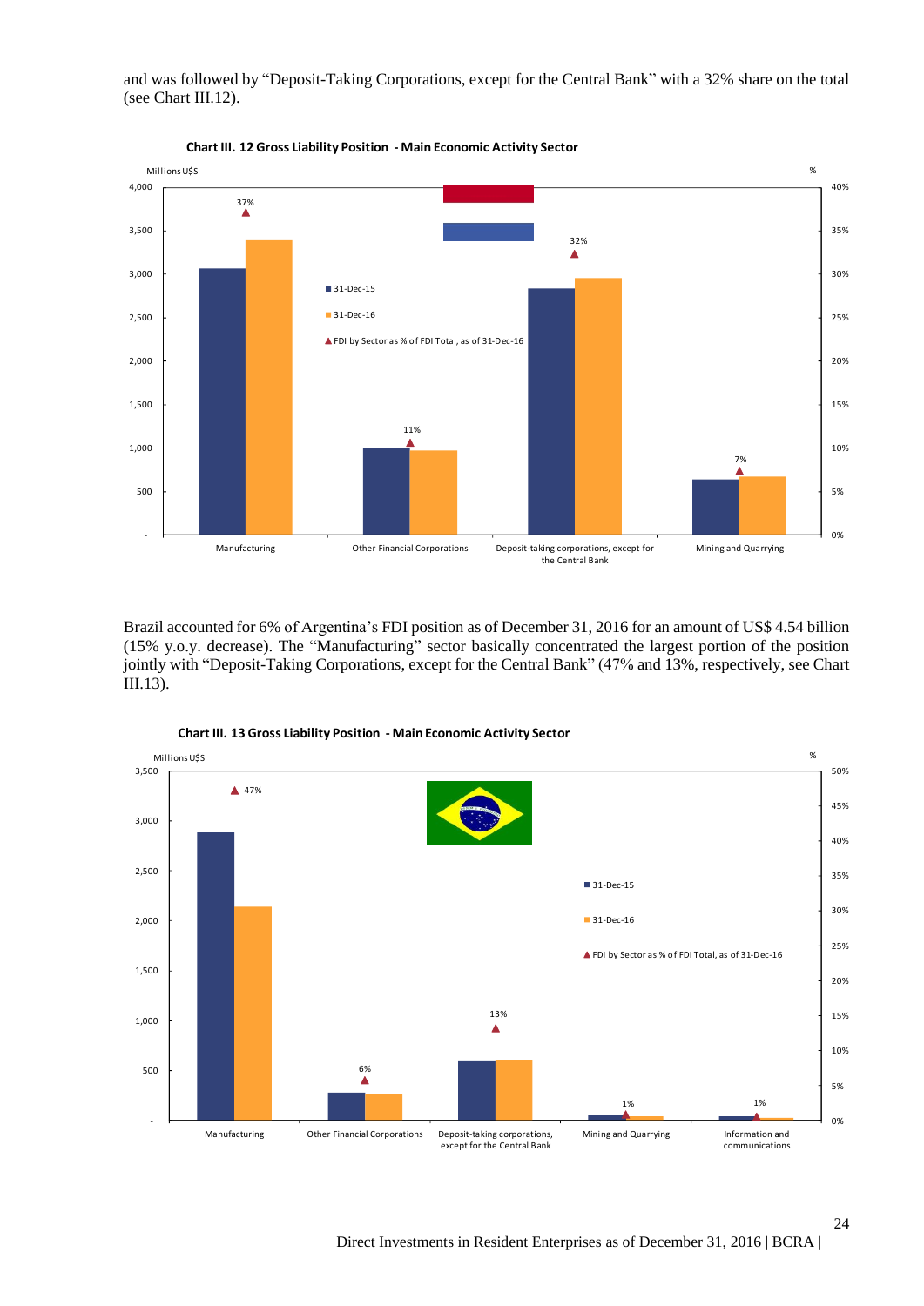and was followed by "Deposit-Taking Corporations, except for the Central Bank" with a 32% share on the total (see Chart III.12).

**Chart III. 12 Gross Liability Position - Main Economic Activity Sector**

Brazil accounted for 6% of Argentina's FDI position as of December 31, 2016 for an amount of US$ 4.54 billion (15% y.o.y. decrease). The "Manufacturing" sector basically concentrated the largest portion of the position jointly with "Deposit-Taking Corporations, except for the Central Bank" (47% and 13%, respectively, see Chart III.13).

**Chart III. 13 Gross Liability Position - Main Economic Activity Sector**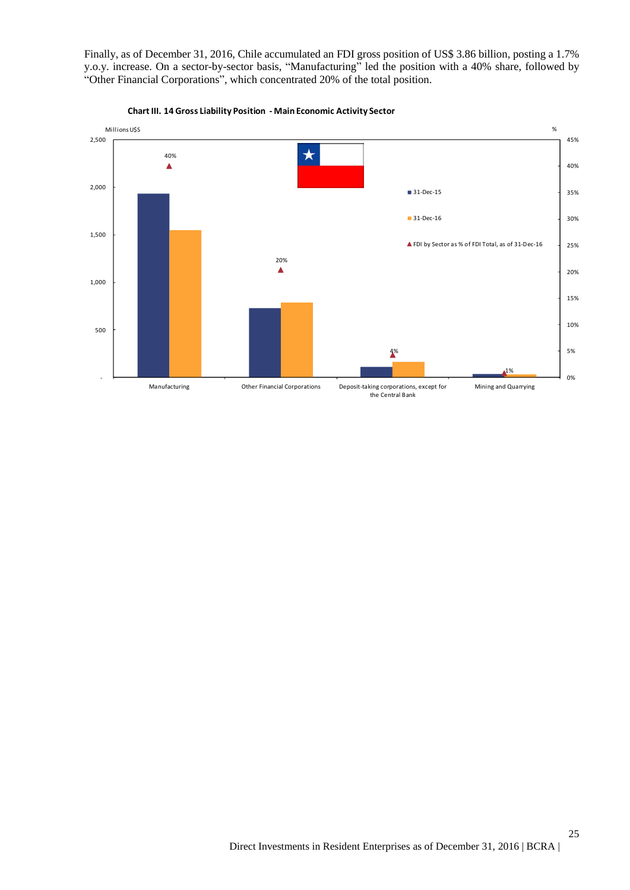Finally, as of December 31, 2016, Chile accumulated an FDI gross position of US$ 3.86 billion, posting a 1.7% y.o.y. increase. On a sector-by-sector basis, "Manufacturing" led the position with a 40% share, followed by "Other Financial Corporations", which concentrated 20% of the total position.

**Chart III. 14 Gross Liability Position - Main Economic Activity Sector**

Millions U$S

%

31-Dec-15

31-Dec-16

FDI by Sector as % of FDI Total, as of 31-Dec-16

| Sector | FDI by Sector as % of FDI Total, as of 31-Dec-16 |
|---|---|
| Manufacturing | 40% |
| Other Financial Corporations | 20% |
| Deposit-taking corporations, except for the Central Bank | 4% |
| Mining and Quarrying | 1% |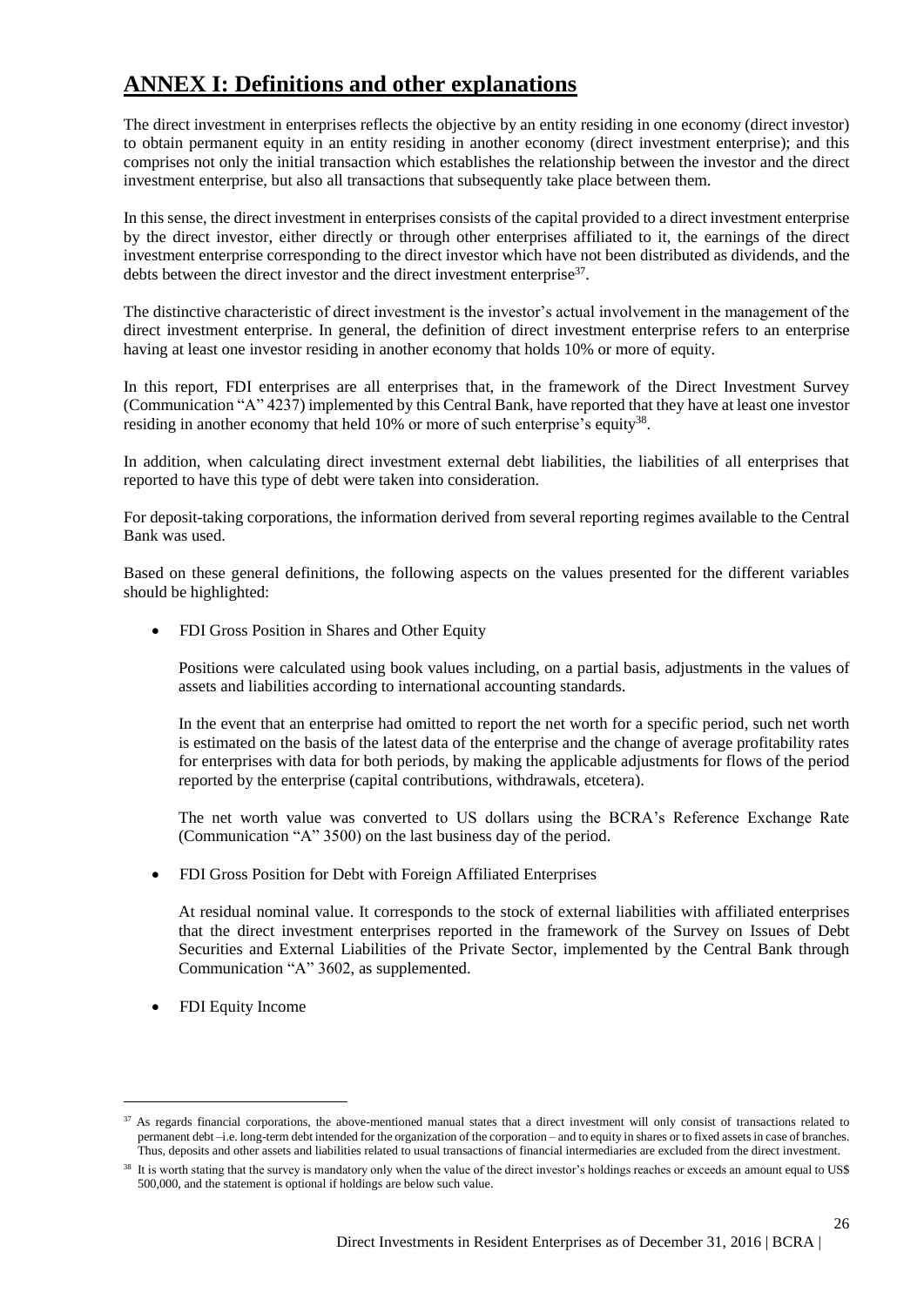# ANNEX I: Definitions and other explanations

The direct investment in enterprises reflects the objective by an entity residing in one economy (direct investor) to obtain permanent equity in an entity residing in another economy (direct investment enterprise); and this comprises not only the initial transaction which establishes the relationship between the investor and the direct investment enterprise, but also all transactions that subsequently take place between them.

In this sense, the direct investment in enterprises consists of the capital provided to a direct investment enterprise by the direct investor, either directly or through other enterprises affiliated to it, the earnings of the direct investment enterprise corresponding to the direct investor which have not been distributed as dividends, and the debts between the direct investor and the direct investment enterprise[37].

The distinctive characteristic of direct investment is the investor's actual involvement in the management of the direct investment enterprise. In general, the definition of direct investment enterprise refers to an enterprise having at least one investor residing in another economy that holds 10% or more of equity.

In this report, FDI enterprises are all enterprises that, in the framework of the Direct Investment Survey (Communication "A" 4237) implemented by this Central Bank, have reported that they have at least one investor residing in another economy that held 10% or more of such enterprise's equity[38].

In addition, when calculating direct investment external debt liabilities, the liabilities of all enterprises that reported to have this type of debt were taken into consideration.

For deposit-taking corporations, the information derived from several reporting regimes available to the Central Bank was used.

Based on these general definitions, the following aspects on the values presented for the different variables should be highlighted:

- FDI Gross Position in Shares and Other Equity

  Positions were calculated using book values including, on a partial basis, adjustments in the values of assets and liabilities according to international accounting standards.

  In the event that an enterprise had omitted to report the net worth for a specific period, such net worth is estimated on the basis of the latest data of the enterprise and the change of average profitability rates for enterprises with data for both periods, by making the applicable adjustments for flows of the period reported by the enterprise (capital contributions, withdrawals, etcetera).

  The net worth value was converted to US dollars using the BCRA's Reference Exchange Rate (Communication "A" 3500) on the last business day of the period.

- FDI Gross Position for Debt with Foreign Affiliated Enterprises

  At residual nominal value. It corresponds to the stock of external liabilities with affiliated enterprises that the direct investment enterprises reported in the framework of the Survey on Issues of Debt Securities and External Liabilities of the Private Sector, implemented by the Central Bank through Communication "A" 3602, as supplemented.

- FDI Equity Income

---

[37] As regards financial corporations, the above-mentioned manual states that a direct investment will only consist of transactions related to permanent debt –i.e. long-term debt intended for the organization of the corporation – and to equity in shares or to fixed assets in case of branches. Thus, deposits and other assets and liabilities related to usual transactions of financial intermediaries are excluded from the direct investment.

[38] It is worth stating that the survey is mandatory only when the value of the direct investor's holdings reaches or exceeds an amount equal to US$ 500,000, and the statement is optional if holdings are below such value.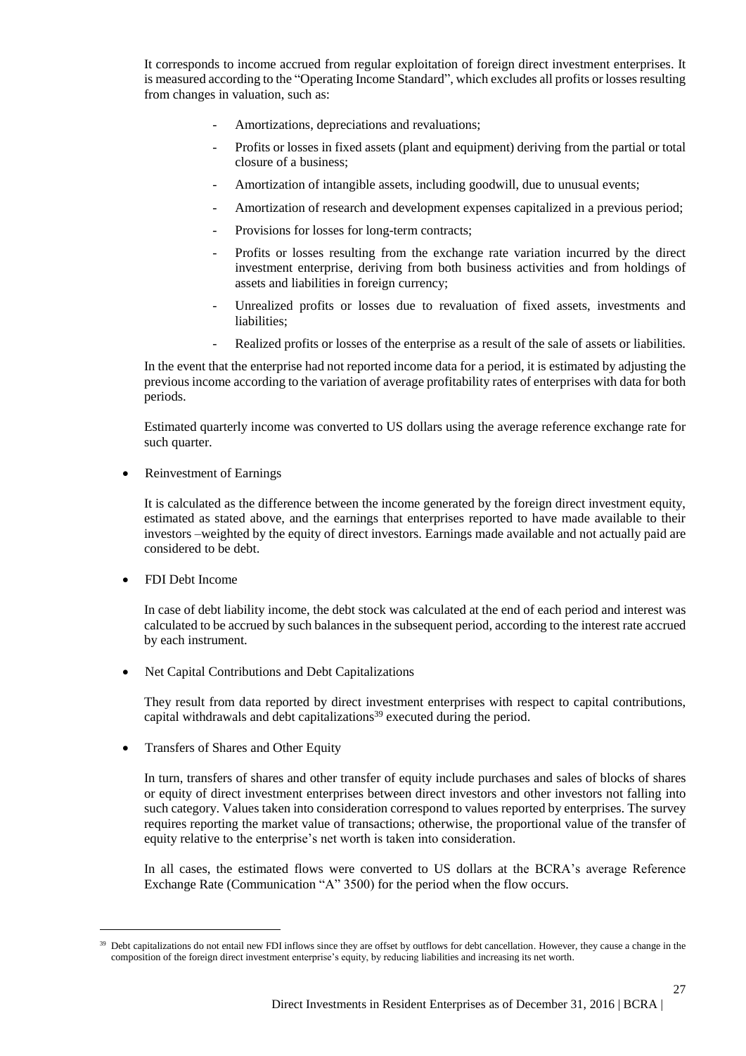It corresponds to income accrued from regular exploitation of foreign direct investment enterprises. It is measured according to the "Operating Income Standard", which excludes all profits or losses resulting from changes in valuation, such as:

- Amortizations, depreciations and revaluations;
- Profits or losses in fixed assets (plant and equipment) deriving from the partial or total closure of a business;
- Amortization of intangible assets, including goodwill, due to unusual events;
- Amortization of research and development expenses capitalized in a previous period;
- Provisions for losses for long-term contracts;
- Profits or losses resulting from the exchange rate variation incurred by the direct investment enterprise, deriving from both business activities and from holdings of assets and liabilities in foreign currency;
- Unrealized profits or losses due to revaluation of fixed assets, investments and liabilities;
- Realized profits or losses of the enterprise as a result of the sale of assets or liabilities.

In the event that the enterprise had not reported income data for a period, it is estimated by adjusting the previous income according to the variation of average profitability rates of enterprises with data for both periods.

Estimated quarterly income was converted to US dollars using the average reference exchange rate for such quarter.

- Reinvestment of Earnings

It is calculated as the difference between the income generated by the foreign direct investment equity, estimated as stated above, and the earnings that enterprises reported to have made available to their investors –weighted by the equity of direct investors. Earnings made available and not actually paid are considered to be debt.

- FDI Debt Income

In case of debt liability income, the debt stock was calculated at the end of each period and interest was calculated to be accrued by such balances in the subsequent period, according to the interest rate accrued by each instrument.

- Net Capital Contributions and Debt Capitalizations

They result from data reported by direct investment enterprises with respect to capital contributions, capital withdrawals and debt capitalizations[39] executed during the period.

- Transfers of Shares and Other Equity

In turn, transfers of shares and other transfer of equity include purchases and sales of blocks of shares or equity of direct investment enterprises between direct investors and other investors not falling into such category. Values taken into consideration correspond to values reported by enterprises. The survey requires reporting the market value of transactions; otherwise, the proportional value of the transfer of equity relative to the enterprise's net worth is taken into consideration.

In all cases, the estimated flows were converted to US dollars at the BCRA's average Reference Exchange Rate (Communication "A" 3500) for the period when the flow occurs.

[39] Debt capitalizations do not entail new FDI inflows since they are offset by outflows for debt cancellation. However, they cause a change in the composition of the foreign direct investment enterprise's equity, by reducing liabilities and increasing its net worth.